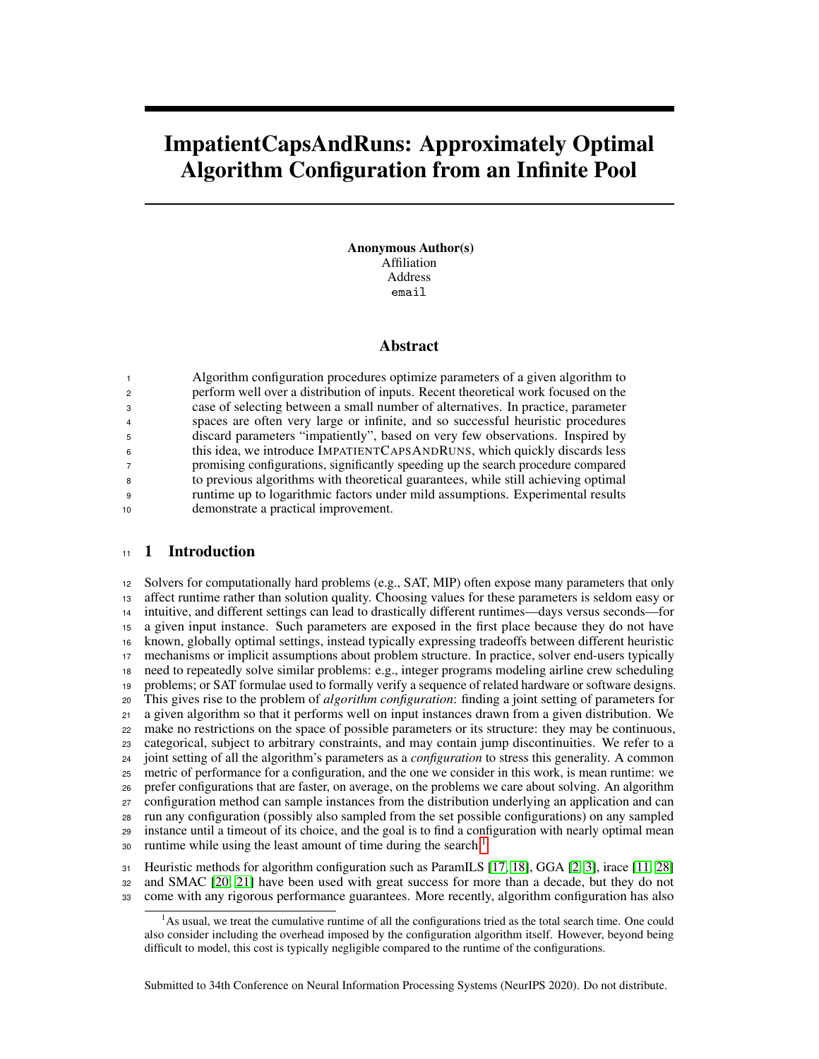# ImpatientCapsAndRuns: Approximately Optimal Algorithm Configuration from an Infinite Pool

**Anonymous Author(s)**
Affiliation
Address
email

## Abstract

Algorithm configuration procedures optimize parameters of a given algorithm to perform well over a distribution of inputs. Recent theoretical work focused on the case of selecting between a small number of alternatives. In practice, parameter spaces are often very large or infinite, and so successful heuristic procedures discard parameters "impatiently", based on very few observations. Inspired by this idea, we introduce IMPATIENTCAPSANDRUNS, which quickly discards less promising configurations, significantly speeding up the search procedure compared to previous algorithms with theoretical guarantees, while still achieving optimal runtime up to logarithmic factors under mild assumptions. Experimental results demonstrate a practical improvement.

## 1 Introduction

Solvers for computationally hard problems (e.g., SAT, MIP) often expose many parameters that only affect runtime rather than solution quality. Choosing values for these parameters is seldom easy or intuitive, and different settings can lead to drastically different runtimes—days versus seconds—for a given input instance. Such parameters are exposed in the first place because they do not have known, globally optimal settings, instead typically expressing tradeoffs between different heuristic mechanisms or implicit assumptions about problem structure. In practice, solver end-users typically need to repeatedly solve similar problems: e.g., integer programs modeling airline crew scheduling problems; or SAT formulae used to formally verify a sequence of related hardware or software designs. This gives rise to the problem of *algorithm configuration*: finding a joint setting of parameters for a given algorithm so that it performs well on input instances drawn from a given distribution. We make no restrictions on the space of possible parameters or its structure: they may be continuous, categorical, subject to arbitrary constraints, and may contain jump discontinuities. We refer to a joint setting of all the algorithm's parameters as a *configuration* to stress this generality. A common metric of performance for a configuration, and the one we consider in this work, is mean runtime: we prefer configurations that are faster, on average, on the problems we care about solving. An algorithm configuration method can sample instances from the distribution underlying an application and can run any configuration (possibly also sampled from the set possible configurations) on any sampled instance until a timeout of its choice, and the goal is to find a configuration with nearly optimal mean runtime while using the least amount of time during the search.[1]

Heuristic methods for algorithm configuration such as ParamILS [17, 18], GGA [2, 3], irace [11, 28] and SMAC [20, 21] have been used with great success for more than a decade, but they do not come with any rigorous performance guarantees. More recently, algorithm configuration has also

[1] As usual, we treat the cumulative runtime of all the configurations tried as the total search time. One could also consider including the overhead imposed by the configuration algorithm itself. However, beyond being difficult to model, this cost is typically negligible compared to the runtime of the configurations.

Submitted to 34th Conference on Neural Information Processing Systems (NeurIPS 2020). Do not distribute.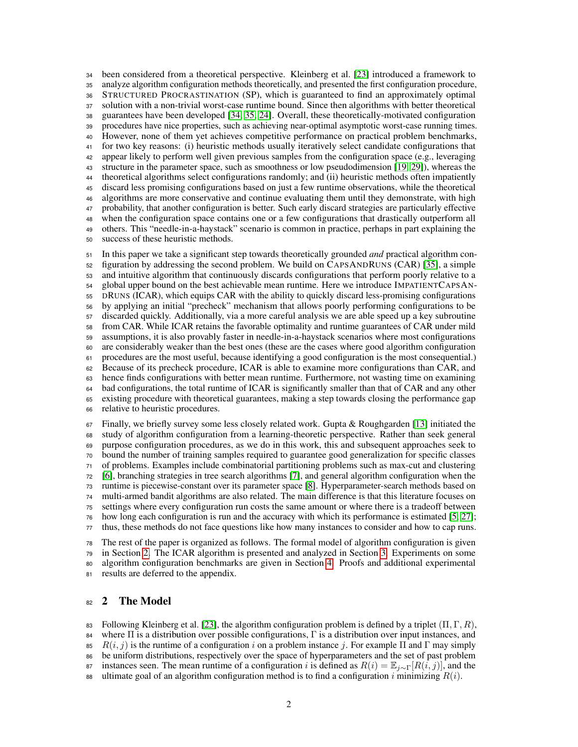been considered from a theoretical perspective. Kleinberg et al. [23] introduced a framework to analyze algorithm configuration methods theoretically, and presented the first configuration procedure, STRUCTURED PROCRASTINATION (SP), which is guaranteed to find an approximately optimal solution with a non-trivial worst-case runtime bound. Since then algorithms with better theoretical guarantees have been developed [34, 35, 24]. Overall, these theoretically-motivated configuration procedures have nice properties, such as achieving near-optimal asymptotic worst-case running times. However, none of them yet achieves competitive performance on practical problem benchmarks, for two key reasons: (i) heuristic methods usually iteratively select candidate configurations that appear likely to perform well given previous samples from the configuration space (e.g., leveraging structure in the parameter space, such as smoothness or low pseudodimension [19, 29]), whereas the theoretical algorithms select configurations randomly; and (ii) heuristic methods often impatiently discard less promising configurations based on just a few runtime observations, while the theoretical algorithms are more conservative and continue evaluating them until they demonstrate, with high probability, that another configuration is better. Such early discard strategies are particularly effective when the configuration space contains one or a few configurations that drastically outperform all others. This "needle-in-a-haystack" scenario is common in practice, perhaps in part explaining the success of these heuristic methods.

In this paper we take a significant step towards theoretically grounded *and* practical algorithm configuration by addressing the second problem. We build on CAPSANDRUNS (CAR) [35], a simple and intuitive algorithm that continuously discards configurations that perform poorly relative to a global upper bound on the best achievable mean runtime. Here we introduce IMPATIENTCAPSANDRUNS (ICAR), which equips CAR with the ability to quickly discard less-promising configurations by applying an initial "precheck" mechanism that allows poorly performing configurations to be discarded quickly. Additionally, via a more careful analysis we are able speed up a key subroutine from CAR. While ICAR retains the favorable optimality and runtime guarantees of CAR under mild assumptions, it is also provably faster in needle-in-a-haystack scenarios where most configurations are considerably weaker than the best ones (these are the cases where good algorithm configuration procedures are the most useful, because identifying a good configuration is the most consequential.) Because of its precheck procedure, ICAR is able to examine more configurations than CAR, and hence finds configurations with better mean runtime. Furthermore, not wasting time on examining bad configurations, the total runtime of ICAR is significantly smaller than that of CAR and any other existing procedure with theoretical guarantees, making a step towards closing the performance gap relative to heuristic procedures.

Finally, we briefly survey some less closely related work. Gupta & Roughgarden [13] initiated the study of algorithm configuration from a learning-theoretic perspective. Rather than seek general purpose configuration procedures, as we do in this work, this and subsequent approaches seek to bound the number of training samples required to guarantee good generalization for specific classes of problems. Examples include combinatorial partitioning problems such as max-cut and clustering [6], branching strategies in tree search algorithms [7], and general algorithm configuration when the runtime is piecewise-constant over its parameter space [8]. Hyperparameter-search methods based on multi-armed bandit algorithms are also related. The main difference is that this literature focuses on settings where every configuration run costs the same amount or where there is a tradeoff between how long each configuration is run and the accuracy with which its performance is estimated [5, 27]; thus, these methods do not face questions like how many instances to consider and how to cap runs.

The rest of the paper is organized as follows. The formal model of algorithm configuration is given in Section 2. The ICAR algorithm is presented and analyzed in Section 3. Experiments on some algorithm configuration benchmarks are given in Section 4. Proofs and additional experimental results are deferred to the appendix.

## 2 The Model

Following Kleinberg et al. [23], the algorithm configuration problem is defined by a triplet $(\Pi, \Gamma, R)$, where $\Pi$ is a distribution over possible configurations, $\Gamma$ is a distribution over input instances, and $R(i, j)$ is the runtime of a configuration $i$ on a problem instance $j$. For example $\Pi$ and $\Gamma$ may simply be uniform distributions, respectively over the space of hyperparameters and the set of past problem instances seen. The mean runtime of a configuration $i$ is defined as $R(i) = \mathbb{E}_{j\sim\Gamma}[R(i, j)]$, and the ultimate goal of an algorithm configuration method is to find a configuration $i$ minimizing $R(i)$.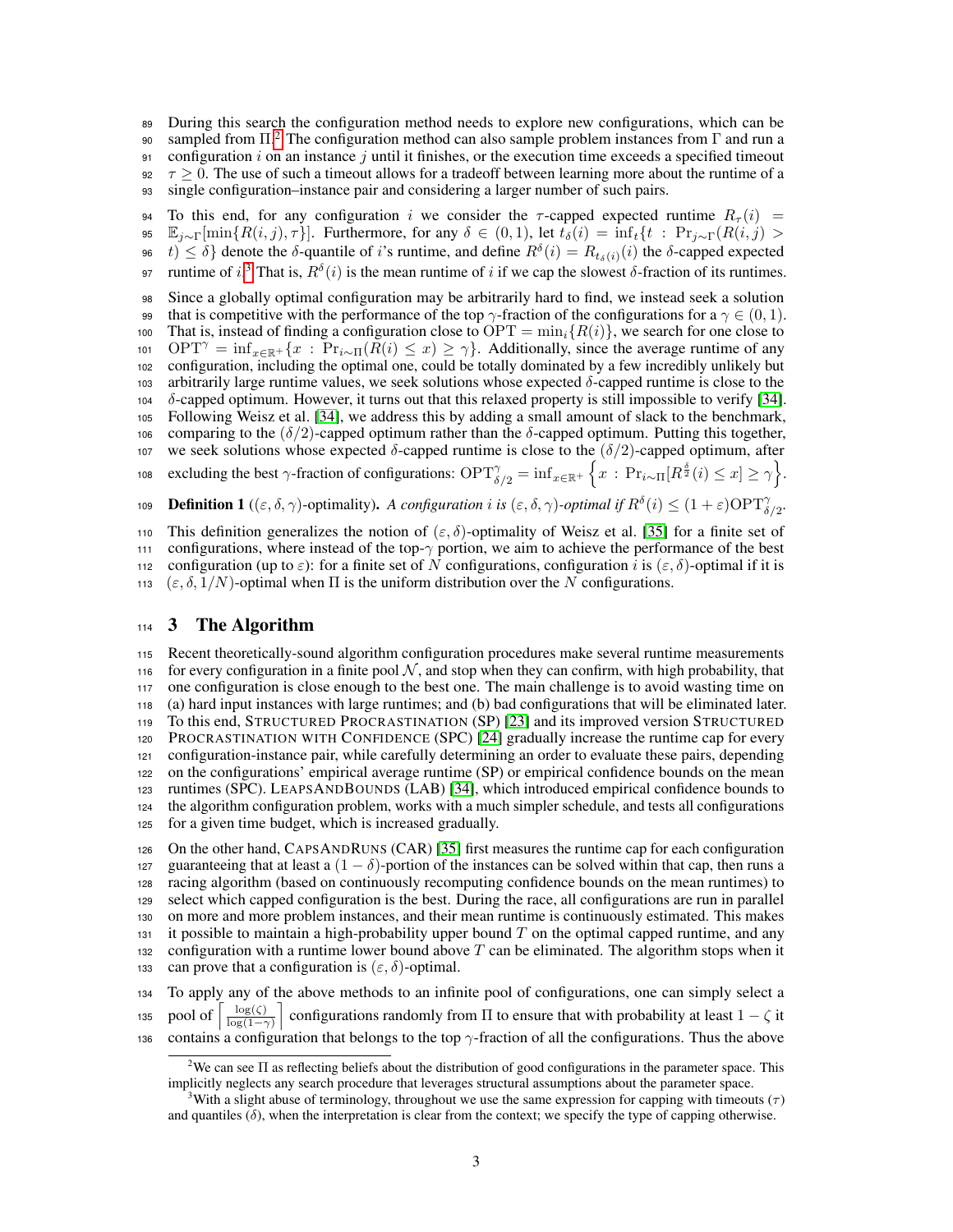During this search the configuration method needs to explore new configurations, which can be sampled from $\Pi$.[2] The configuration method can also sample problem instances from $\Gamma$ and run a configuration $i$ on an instance $j$ until it finishes, or the execution time exceeds a specified timeout $\tau \geq 0$. The use of such a timeout allows for a tradeoff between learning more about the runtime of a single configuration–instance pair and considering a larger number of such pairs.

To this end, for any configuration $i$ we consider the $\tau$-capped expected runtime $R_\tau(i) = \mathbb{E}_{j \sim \Gamma}[\min\{R(i,j), \tau\}]$. Furthermore, for any $\delta \in (0,1)$, let $t_\delta(i) = \inf_t\{t : \Pr_{j \sim \Gamma}(R(i,j) > t) \leq \delta\}$ denote the $\delta$-quantile of $i$'s runtime, and define $R^\delta(i) = R_{t_\delta(i)}(i)$ the $\delta$-capped expected runtime of $i$.[3] That is, $R^\delta(i)$ is the mean runtime of $i$ if we cap the slowest $\delta$-fraction of its runtimes.

Since a globally optimal configuration may be arbitrarily hard to find, we instead seek a solution that is competitive with the performance of the top $\gamma$-fraction of the configurations for a $\gamma \in (0,1)$. That is, instead of finding a configuration close to $\mathrm{OPT} = \min_i\{R(i)\}$, we search for one close to $\mathrm{OPT}^\gamma = \inf_{x \in \mathbb{R}^+}\{x : \Pr_{i \sim \Pi}(R(i) \leq x) \geq \gamma\}$. Additionally, since the average runtime of any configuration, including the optimal one, could be totally dominated by a few incredibly unlikely but arbitrarily large runtime values, we seek solutions whose expected $\delta$-capped runtime is close to the $\delta$-capped optimum. However, it turns out that this relaxed property is still impossible to verify [34]. Following Weisz et al. [34], we address this by adding a small amount of slack to the benchmark, comparing to the $(\delta/2)$-capped optimum rather than the $\delta$-capped optimum. Putting this together, we seek solutions whose expected $\delta$-capped runtime is close to the $(\delta/2)$-capped optimum, after excluding the best $\gamma$-fraction of configurations: $\mathrm{OPT}^\gamma_{\delta/2} = \inf_{x \in \mathbb{R}^+}\left\{x : \Pr_{i \sim \Pi}[R^{\frac{\delta}{2}}(i) \leq x] \geq \gamma\right\}$.

**Definition 1** (($\varepsilon, \delta, \gamma$)-optimality). *A configuration $i$ is $(\varepsilon, \delta, \gamma)$-optimal if $R^\delta(i) \leq (1+\varepsilon)\mathrm{OPT}^\gamma_{\delta/2}$.*

This definition generalizes the notion of $(\varepsilon, \delta)$-optimality of Weisz et al. [35] for a finite set of configurations, where instead of the top-$\gamma$ portion, we aim to achieve the performance of the best configuration (up to $\varepsilon$): for a finite set of $N$ configurations, configuration $i$ is $(\varepsilon, \delta)$-optimal if it is $(\varepsilon, \delta, 1/N)$-optimal when $\Pi$ is the uniform distribution over the $N$ configurations.

## 3 The Algorithm

Recent theoretically-sound algorithm configuration procedures make several runtime measurements for every configuration in a finite pool $\mathcal{N}$, and stop when they can confirm, with high probability, that one configuration is close enough to the best one. The main challenge is to avoid wasting time on (a) hard input instances with large runtimes; and (b) bad configurations that will be eliminated later. To this end, STRUCTURED PROCRASTINATION (SP) [23] and its improved version STRUCTURED PROCRASTINATION WITH CONFIDENCE (SPC) [24] gradually increase the runtime cap for every configuration-instance pair, while carefully determining an order to evaluate these pairs, depending on the configurations' empirical average runtime (SP) or empirical confidence bounds on the mean runtimes (SPC). LEAPSANDBOUNDS (LAB) [34], which introduced empirical confidence bounds to the algorithm configuration problem, works with a much simpler schedule, and tests all configurations for a given time budget, which is increased gradually.

On the other hand, CAPSANDRUNS (CAR) [35] first measures the runtime cap for each configuration guaranteeing that at least a $(1-\delta)$-portion of the instances can be solved within that cap, then runs a racing algorithm (based on continuously recomputing confidence bounds on the mean runtimes) to select which capped configuration is the best. During the race, all configurations are run in parallel on more and more problem instances, and their mean runtime is continuously estimated. This makes it possible to maintain a high-probability upper bound $T$ on the optimal capped runtime, and any configuration with a runtime lower bound above $T$ can be eliminated. The algorithm stops when it can prove that a configuration is $(\varepsilon, \delta)$-optimal.

To apply any of the above methods to an infinite pool of configurations, one can simply select a pool of $\left\lceil \frac{\log(\zeta)}{\log(1-\gamma)} \right\rceil$ configurations randomly from $\Pi$ to ensure that with probability at least $1-\zeta$ it contains a configuration that belongs to the top $\gamma$-fraction of all the configurations. Thus the above

[2] We can see $\Pi$ as reflecting beliefs about the distribution of good configurations in the parameter space. This implicitly neglects any search procedure that leverages structural assumptions about the parameter space.

[3] With a slight abuse of terminology, throughout we use the same expression for capping with timeouts ($\tau$) and quantiles ($\delta$), when the interpretation is clear from the context; we specify the type of capping otherwise.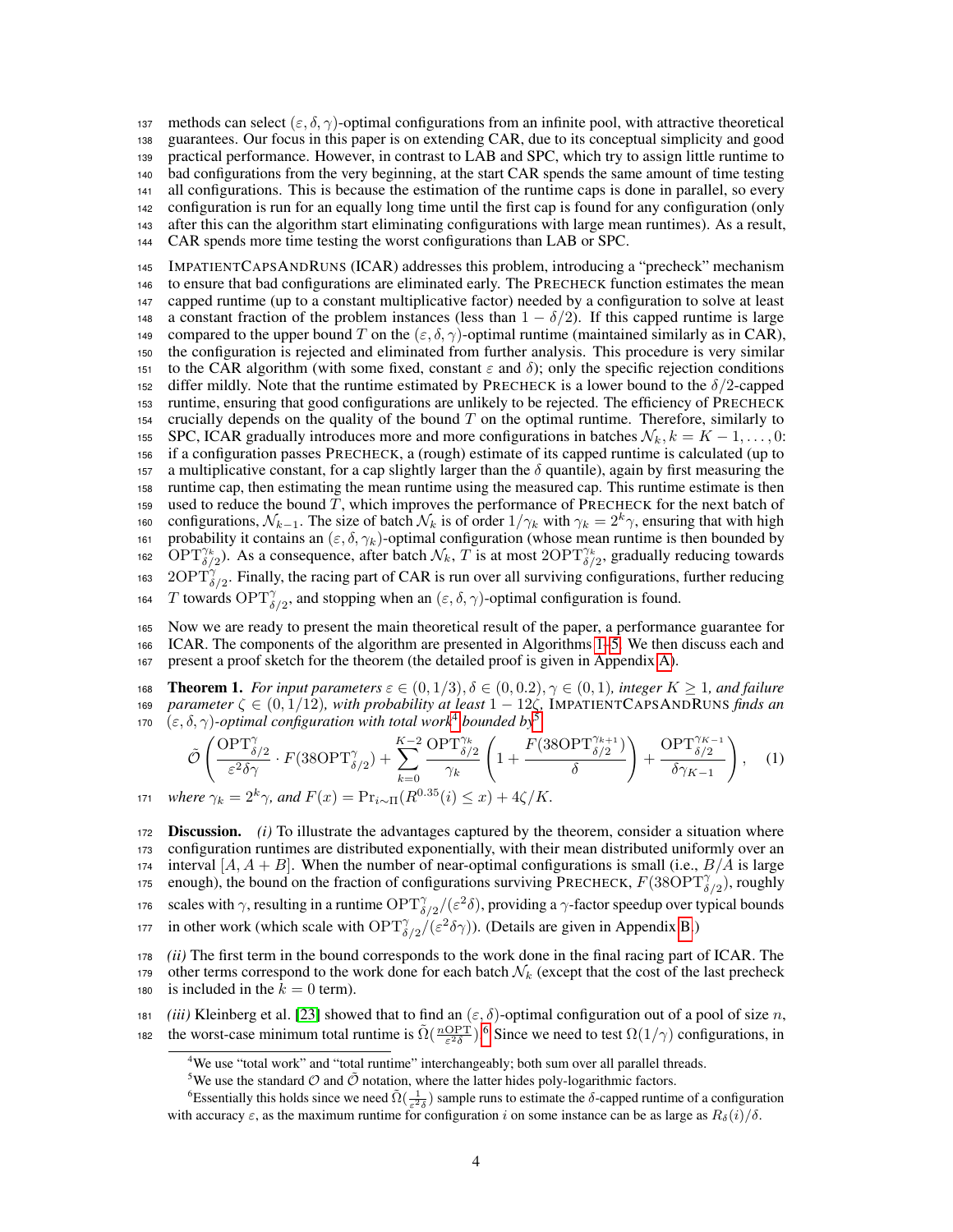methods can select $(\varepsilon, \delta, \gamma)$-optimal configurations from an infinite pool, with attractive theoretical guarantees. Our focus in this paper is on extending CAR, due to its conceptual simplicity and good practical performance. However, in contrast to LAB and SPC, which try to assign little runtime to bad configurations from the very beginning, at the start CAR spends the same amount of time testing all configurations. This is because the estimation of the runtime caps is done in parallel, so every configuration is run for an equally long time until the first cap is found for any configuration (only after this can the algorithm start eliminating configurations with large mean runtimes). As a result, CAR spends more time testing the worst configurations than LAB or SPC.

IMPATIENTCAPSANDRUNS (ICAR) addresses this problem, introducing a "precheck" mechanism to ensure that bad configurations are eliminated early. The PRECHECK function estimates the mean capped runtime (up to a constant multiplicative factor) needed by a configuration to solve at least a constant fraction of the problem instances (less than $1 - \delta/2$). If this capped runtime is large compared to the upper bound $T$ on the $(\varepsilon, \delta, \gamma)$-optimal runtime (maintained similarly as in CAR), the configuration is rejected and eliminated from further analysis. This procedure is very similar to the CAR algorithm (with some fixed, constant $\varepsilon$ and $\delta$); only the specific rejection conditions differ mildly. Note that the runtime estimated by PRECHECK is a lower bound to the $\delta/2$-capped runtime, ensuring that good configurations are unlikely to be rejected. The efficiency of PRECHECK crucially depends on the quality of the bound $T$ on the optimal runtime. Therefore, similarly to SPC, ICAR gradually introduces more and more configurations in batches $\mathcal{N}_k, k = K-1, \ldots, 0$: if a configuration passes PRECHECK, a (rough) estimate of its capped runtime is calculated (up to a multiplicative constant, for a cap slightly larger than the $\delta$ quantile), again by first measuring the runtime cap, then estimating the mean runtime using the measured cap. This runtime estimate is then used to reduce the bound $T$, which improves the performance of PRECHECK for the next batch of configurations, $\mathcal{N}_{k-1}$. The size of batch $\mathcal{N}_k$ is of order $1/\gamma_k$ with $\gamma_k = 2^k\gamma$, ensuring that with high probability it contains an $(\varepsilon, \delta, \gamma_k)$-optimal configuration (whose mean runtime is then bounded by $\mathrm{OPT}^{\gamma_k}_{\delta/2}$). As a consequence, after batch $\mathcal{N}_k$, $T$ is at most $2\mathrm{OPT}^{\gamma_k}_{\delta/2}$, gradually reducing towards $2\mathrm{OPT}^{\gamma}_{\delta/2}$. Finally, the racing part of CAR is run over all surviving configurations, further reducing $T$ towards $\mathrm{OPT}^{\gamma}_{\delta/2}$, and stopping when an $(\varepsilon, \delta, \gamma)$-optimal configuration is found.

Now we are ready to present the main theoretical result of the paper, a performance guarantee for ICAR. The components of the algorithm are presented in Algorithms 1–5. We then discuss each and present a proof sketch for the theorem (the detailed proof is given in Appendix A).

**Theorem 1.** *For input parameters $\varepsilon \in (0, 1/3), \delta \in (0, 0.2), \gamma \in (0, 1)$, integer $K \geq 1$, and failure parameter $\zeta \in (0, 1/12)$, with probability at least $1 - 12\zeta$, IMPATIENTCAPSANDRUNS finds an $(\varepsilon, \delta, \gamma)$-optimal configuration with total work[4] bounded by[5]*

$$\tilde{\mathcal{O}}\left(\frac{\mathrm{OPT}^{\gamma}_{\delta/2}}{\varepsilon^2\delta\gamma} \cdot F(38\mathrm{OPT}^{\gamma}_{\delta/2}) + \sum_{k=0}^{K-2} \frac{\mathrm{OPT}^{\gamma_k}_{\delta/2}}{\gamma_k}\left(1 + \frac{F(38\mathrm{OPT}^{\gamma_{k+1}}_{\delta/2})}{\delta}\right) + \frac{\mathrm{OPT}^{\gamma_{K-1}}_{\delta/2}}{\delta\gamma_{K-1}}\right), \quad (1)$$

*where $\gamma_k = 2^k\gamma$, and $F(x) = \Pr_{i\sim\Pi}(R^{0.35}(i) \leq x) + 4\zeta/K$.*

**Discussion.** *(i)* To illustrate the advantages captured by the theorem, consider a situation where configuration runtimes are distributed exponentially, with their mean distributed uniformly over an interval $[A, A+B]$. When the number of near-optimal configurations is small (i.e., $B/A$ is large enough), the bound on the fraction of configurations surviving PRECHECK, $F(38\mathrm{OPT}^{\gamma}_{\delta/2})$, roughly scales with $\gamma$, resulting in a runtime $\mathrm{OPT}^{\gamma}_{\delta/2}/(\varepsilon^2\delta)$, providing a $\gamma$-factor speedup over typical bounds in other work (which scale with $\mathrm{OPT}^{\gamma}_{\delta/2}/(\varepsilon^2\delta\gamma)$). (Details are given in Appendix B.)

*(ii)* The first term in the bound corresponds to the work done in the final racing part of ICAR. The other terms correspond to the work done for each batch $\mathcal{N}_k$ (except that the cost of the last precheck is included in the $k = 0$ term).

*(iii)* Kleinberg et al. [23] showed that to find an $(\varepsilon, \delta)$-optimal configuration out of a pool of size $n$, the worst-case minimum total runtime is $\tilde{\Omega}(\frac{n\mathrm{OPT}}{\varepsilon^2\delta})$.[6] Since we need to test $\Omega(1/\gamma)$ configurations, in

[4] We use "total work" and "total runtime" interchangeably; both sum over all parallel threads.

[5] We use the standard $\mathcal{O}$ and $\tilde{\mathcal{O}}$ notation, where the latter hides poly-logarithmic factors.

[6] Essentially this holds since we need $\tilde{\Omega}(\frac{1}{\varepsilon^2\delta})$ sample runs to estimate the $\delta$-capped runtime of a configuration with accuracy $\varepsilon$, as the maximum runtime for configuration $i$ on some instance can be as large as $R_\delta(i)/\delta$.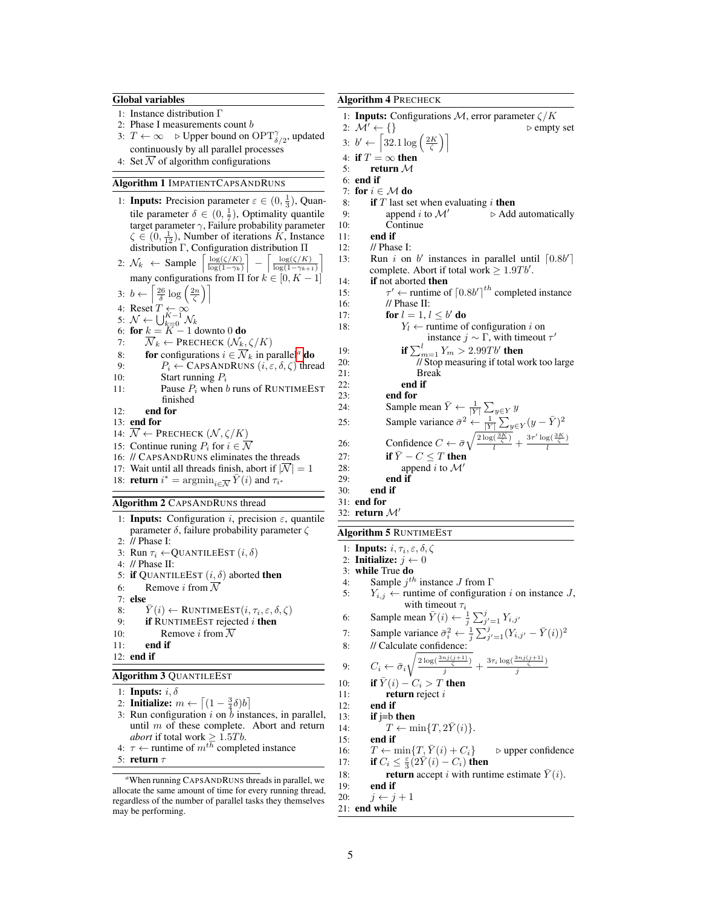**Global variables**

1: Instance distribution $\Gamma$
2: Phase I measurements count $b$
3: $T \leftarrow \infty$ ▷ Upper bound on $\text{OPT}^{\gamma}_{\delta/2}$, updated continuously by all parallel processes
4: Set $\overline{\mathcal{N}}$ of algorithm configurations

**Algorithm 1** IMPATIENTCAPSANDRUNS

1: **Inputs:** Precision parameter $\varepsilon \in (0, \frac{1}{3})$, Quantile parameter $\delta \in (0, \frac{1}{7})$, Optimality quantile target parameter $\gamma$, Failure probability parameter $\zeta \in (0, \frac{1}{12})$, Number of iterations $K$, Instance distribution $\Gamma$, Configuration distribution $\Pi$
2: $\mathcal{N}_k \leftarrow$ Sample $\left\lceil \frac{\log(\zeta/K)}{\log(1-\gamma_k)} \right\rceil - \left\lceil \frac{\log(\zeta/K)}{\log(1-\gamma_{k+1})} \right\rceil$ many configurations from $\Pi$ for $k \in [0, K-1]$
3: $b \leftarrow \left\lceil \frac{26}{\delta} \log\left(\frac{2n}{\zeta}\right) \right\rceil$
4: Reset $T \leftarrow \infty$
5: $\mathcal{N} \leftarrow \bigcup_{k=0}^{K-1} \mathcal{N}_k$
6: **for** $k = K-1$ downto 0 **do**
7: $\quad \overline{\mathcal{N}}_k \leftarrow$ PRECHECK $(\mathcal{N}_k, \zeta/K)$
8: $\quad$ **for** configurations $i \in \overline{\mathcal{N}}_k$ in parallel[a] **do**
9: $\quad\quad P_i \leftarrow$ CAPSANDRUNS $(i, \varepsilon, \delta, \zeta)$ thread
10: $\quad\quad$ Start running $P_i$
11: $\quad\quad$ Pause $P_i$ when $b$ runs of RUNTIMEEST finished
12: $\quad$ **end for**
13: **end for**
14: $\overline{\mathcal{N}} \leftarrow$ PRECHECK $(\mathcal{N}, \zeta/K)$
15: Continue running $P_i$ for $i \in \overline{\mathcal{N}}$
16: // CAPSANDRUNS eliminates the threads
17: Wait until all threads finish, abort if $|\overline{\mathcal{N}}| = 1$
18: **return** $i^* = \text{argmin}_{i \in \overline{\mathcal{N}}} \bar{Y}(i)$ and $\tau_{i^*}$

**Algorithm 2** CAPSANDRUNS thread

1: **Inputs:** Configuration $i$, precision $\varepsilon$, quantile parameter $\delta$, failure probability parameter $\zeta$
2: // Phase I:
3: Run $\tau_i \leftarrow$QUANTILEEST $(i, \delta)$
4: // Phase II:
5: **if** QUANTILEEST $(i, \delta)$ aborted **then**
6: $\quad$ Remove $i$ from $\overline{\mathcal{N}}$
7: **else**
8: $\quad \bar{Y}(i) \leftarrow$ RUNTIMEEST$(i, \tau_i, \varepsilon, \delta, \zeta)$
9: $\quad$ **if** RUNTIMEEST rejected $i$ **then**
10: $\quad\quad$ Remove $i$ from $\overline{\mathcal{N}}$
11: $\quad$ **end if**
12: **end if**

**Algorithm 3** QUANTILEEST

1: **Inputs:** $i, \delta$
2: **Initialize:** $m \leftarrow \lceil (1 - \frac{3}{4}\delta) b \rceil$
3: Run configuration $i$ on $b$ instances, in parallel, until $m$ of these complete. Abort and return *abort* if total work $\geq 1.5Tb$.
4: $\tau \leftarrow$ runtime of $m^{th}$ completed instance
5: **return** $\tau$

[a] When running CAPSANDRUNS threads in parallel, we allocate the same amount of time for every running thread, regardless of the number of parallel tasks they themselves may be performing.

**Algorithm 4** PRECHECK

1: **Inputs:** Configurations $\mathcal{M}$, error parameter $\zeta/K$
2: $\mathcal{M}' \leftarrow \{\}$ ▷ empty set
3: $b' \leftarrow \left\lceil 32.1 \log\left(\frac{2K}{\zeta}\right) \right\rceil$
4: **if** $T = \infty$ **then**
5: $\quad$ **return** $\mathcal{M}$
6: **end if**
7: **for** $i \in \mathcal{M}$ **do**
8: $\quad$ **if** $T$ last set when evaluating $i$ **then**
9: $\quad\quad$ append $i$ to $\mathcal{M}'$ ▷ Add automatically
10: $\quad\quad$ Continue
11: $\quad$ **end if**
12: $\quad$ // Phase I:
13: $\quad$ Run $i$ on $b'$ instances in parallel until $\lceil 0.8b' \rceil$ complete. Abort if total work $\geq 1.9Tb'$.
14: $\quad$ **if** not aborted **then**
15: $\quad\quad \tau' \leftarrow$ runtime of $\lceil 0.8b' \rceil^{th}$ completed instance
16: $\quad\quad$ // Phase II:
17: $\quad\quad$ **for** $l = 1, l \leq b'$ **do**
18: $\quad\quad\quad Y_l \leftarrow$ runtime of configuration $i$ on instance $j \sim \Gamma$, with timeout $\tau'$
19: $\quad\quad\quad$ **if** $\sum_{m=1}^{l} Y_m > 2.99Tb'$ **then**
20: $\quad\quad\quad\quad$ // Stop measuring if total work too large
21: $\quad\quad\quad\quad$ Break
22: $\quad\quad\quad$ **end if**
23: $\quad\quad$ **end for**
24: $\quad\quad$ Sample mean $\bar{Y} \leftarrow \frac{1}{|Y|} \sum_{y \in Y} y$
25: $\quad\quad$ Sample variance $\bar{\sigma}^2 \leftarrow \frac{1}{|Y|} \sum_{y \in Y} (y - \bar{Y})^2$
26: $\quad\quad$ Confidence $C \leftarrow \bar{\sigma} \sqrt{\frac{2\log(\frac{3K}{\zeta})}{l}} + \frac{3\tau' \log(\frac{3K}{\zeta})}{l}$
27: $\quad\quad$ **if** $\bar{Y} - C \leq T$ **then**
28: $\quad\quad\quad$ append $i$ to $\mathcal{M}'$
29: $\quad\quad$ **end if**
30: $\quad$ **end if**
31: **end for**
32: **return** $\mathcal{M}'$

**Algorithm 5** RUNTIMEEST

1: **Inputs:** $i, \tau_i, \varepsilon, \delta, \zeta$
2: **Initialize:** $j \leftarrow 0$
3: **while** True **do**
4: $\quad$ Sample $j^{th}$ instance $J$ from $\Gamma$
5: $\quad Y_{i,j} \leftarrow$ runtime of configuration $i$ on instance $J$, with timeout $\tau_i$
6: $\quad$ Sample mean $\bar{Y}(i) \leftarrow \frac{1}{j} \sum_{j'=1}^{j} Y_{i,j'}$
7: $\quad$ Sample variance $\bar{\sigma}_i^2 \leftarrow \frac{1}{j} \sum_{j'=1}^{j} (Y_{i,j'} - \bar{Y}(i))^2$
8: $\quad$ // Calculate confidence:
9: $\quad C_i \leftarrow \bar{\sigma}_i \sqrt{\frac{2\log(\frac{3nj(j+1)}{\zeta})}{j}} + \frac{3\tau_i \log(\frac{3nj(j+1)}{\zeta})}{j}$
10: $\quad$ **if** $\bar{Y}(i) - C_i > T$ **then**
11: $\quad\quad$ **return** reject $i$
12: $\quad$ **end if**
13: $\quad$ **if** j=b **then**
14: $\quad\quad T \leftarrow \min\{T, 2\bar{Y}(i)\}$.
15: $\quad$ **end if**
16: $\quad T \leftarrow \min\{T, \bar{Y}(i) + C_i\}$ ▷ upper confidence
17: $\quad$ **if** $C_i \leq \frac{\varepsilon}{3}(2\bar{Y}(i) - C_i)$ **then**
18: $\quad\quad$ **return** accept $i$ with runtime estimate $\bar{Y}(i)$.
19: $\quad$ **end if**
20: $\quad j \leftarrow j + 1$
21: **end while**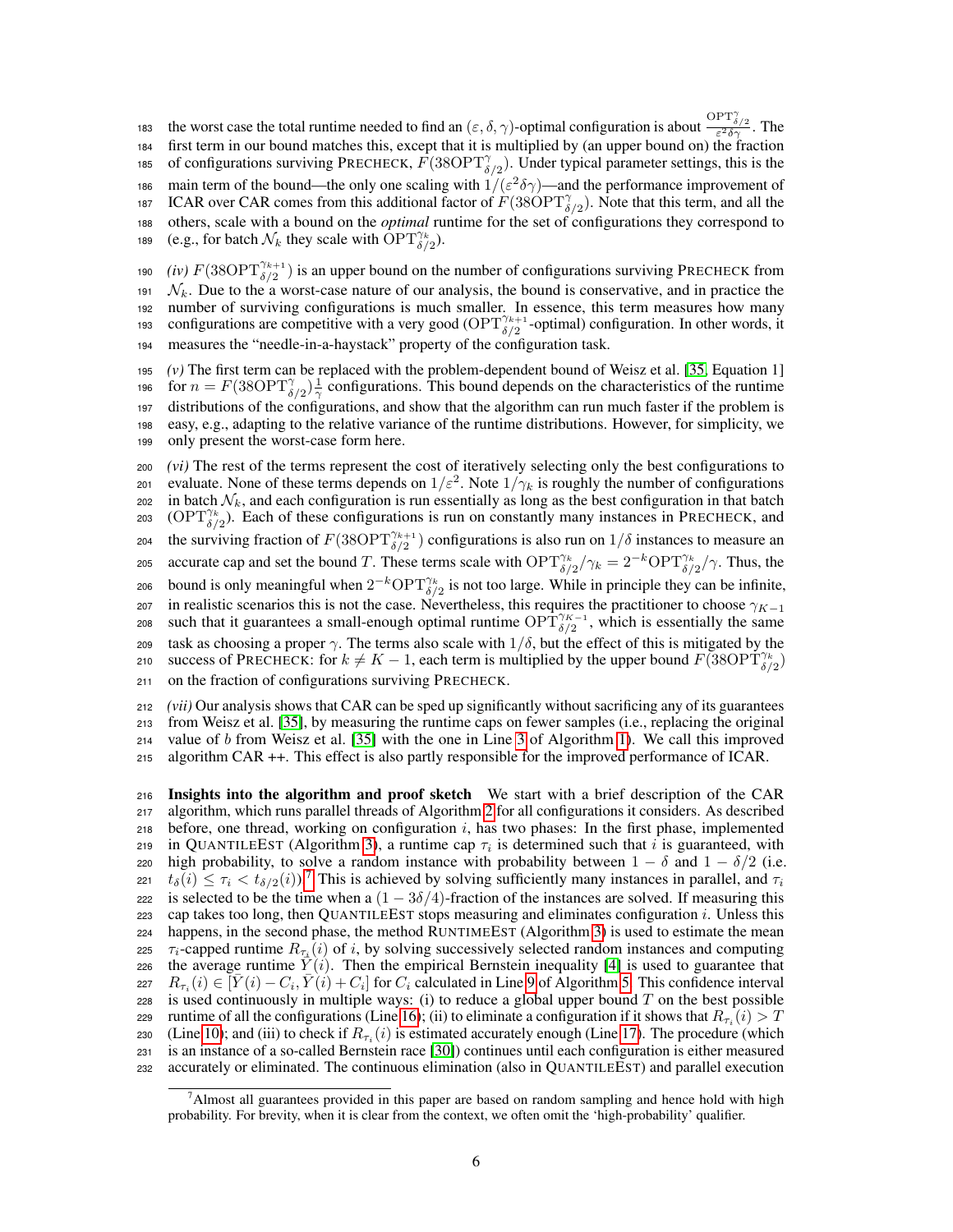the worst case the total runtime needed to find an $(\varepsilon, \delta, \gamma)$-optimal configuration is about $\frac{\mathrm{OPT}^{\gamma}_{\delta/2}}{\varepsilon^2 \delta \gamma}$. The first term in our bound matches this, except that it is multiplied by (an upper bound on) the fraction of configurations surviving PRECHECK, $F(38\mathrm{OPT}^{\gamma}_{\delta/2})$. Under typical parameter settings, this is the main term of the bound—the only one scaling with $1/(\varepsilon^2\delta\gamma)$—and the performance improvement of ICAR over CAR comes from this additional factor of $F(38\mathrm{OPT}^{\gamma}_{\delta/2})$. Note that this term, and all the others, scale with a bound on the *optimal* runtime for the set of configurations they correspond to (e.g., for batch $\mathcal{N}_k$ they scale with $\mathrm{OPT}^{\gamma_k}_{\delta/2}$).

*(iv)* $F(38\mathrm{OPT}^{\gamma_{k+1}}_{\delta/2})$ is an upper bound on the number of configurations surviving PRECHECK from $\mathcal{N}_k$. Due to the a worst-case nature of our analysis, the bound is conservative, and in practice the number of surviving configurations is much smaller. In essence, this term measures how many configurations are competitive with a very good ($\mathrm{OPT}^{\gamma_{k+1}}_{\delta/2}$-optimal) configuration. In other words, it measures the "needle-in-a-haystack" property of the configuration task.

*(v)* The first term can be replaced with the problem-dependent bound of Weisz et al. [35, Equation 1] for $n = F(38\mathrm{OPT}^{\gamma}_{\delta/2})\frac{1}{\gamma}$ configurations. This bound depends on the characteristics of the runtime distributions of the configurations, and show that the algorithm can run much faster if the problem is easy, e.g., adapting to the relative variance of the runtime distributions. However, for simplicity, we only present the worst-case form here.

*(vi)* The rest of the terms represent the cost of iteratively selecting only the best configurations to evaluate. None of these terms depends on $1/\varepsilon^2$. Note $1/\gamma_k$ is roughly the number of configurations in batch $\mathcal{N}_k$, and each configuration is run essentially as long as the best configuration in that batch ($\mathrm{OPT}^{\gamma_k}_{\delta/2}$). Each of these configurations is run on constantly many instances in PRECHECK, and the surviving fraction of $F(38\mathrm{OPT}^{\gamma_{k+1}}_{\delta/2})$ configurations is also run on $1/\delta$ instances to measure an accurate cap and set the bound $T$. These terms scale with $\mathrm{OPT}^{\gamma_k}_{\delta/2}/\gamma_k = 2^{-k}\mathrm{OPT}^{\gamma_k}_{\delta/2}/\gamma$. Thus, the bound is only meaningful when $2^{-k}\mathrm{OPT}^{\gamma_k}_{\delta/2}$ is not too large. While in principle they can be infinite, in realistic scenarios this is not the case. Nevertheless, this requires the practitioner to choose $\gamma_{K-1}$ such that it guarantees a small-enough optimal runtime $\mathrm{OPT}^{\gamma_{K-1}}_{\delta/2}$, which is essentially the same task as choosing a proper $\gamma$. The terms also scale with $1/\delta$, but the effect of this is mitigated by the success of PRECHECK: for $k \neq K-1$, each term is multiplied by the upper bound $F(38\mathrm{OPT}^{\gamma_k}_{\delta/2})$ on the fraction of configurations surviving PRECHECK.

*(vii)* Our analysis shows that CAR can be sped up significantly without sacrificing any of its guarantees from Weisz et al. [35], by measuring the runtime caps on fewer samples (i.e., replacing the original value of $b$ from Weisz et al. [35] with the one in Line 3 of Algorithm 1). We call this improved algorithm CAR ++. This effect is also partly responsible for the improved performance of ICAR.

**Insights into the algorithm and proof sketch** We start with a brief description of the CAR algorithm, which runs parallel threads of Algorithm 2 for all configurations it considers. As described before, one thread, working on configuration $i$, has two phases: In the first phase, implemented in QUANTILEEST (Algorithm 3), a runtime cap $\tau_i$ is determined such that $i$ is guaranteed, with high probability, to solve a random instance with probability between $1-\delta$ and $1-\delta/2$ (i.e. $t_\delta(i) \le \tau_i < t_{\delta/2}(i)$).[7] This is achieved by solving sufficiently many instances in parallel, and $\tau_i$ is selected to be the time when a $(1-3\delta/4)$-fraction of the instances are solved. If measuring this cap takes too long, then QUANTILEEST stops measuring and eliminates configuration $i$. Unless this happens, in the second phase, the method RUNTIMEEST (Algorithm 3) is used to estimate the mean $\tau_i$-capped runtime $R_{\tau_i}(i)$ of $i$, by solving successively selected random instances and computing the average runtime $\bar{Y}(i)$. Then the empirical Bernstein inequality [4] is used to guarantee that $R_{\tau_i}(i) \in [\bar{Y}(i) - C_i, \bar{Y}(i) + C_i]$ for $C_i$ calculated in Line 9 of Algorithm 5. This confidence interval is used continuously in multiple ways: (i) to reduce a global upper bound $T$ on the best possible runtime of all the configurations (Line 16); (ii) to eliminate a configuration if it shows that $R_{\tau_i}(i) > T$ (Line 10); and (iii) to check if $R_{\tau_i}(i)$ is estimated accurately enough (Line 17). The procedure (which is an instance of a so-called Bernstein race [30]) continues until each configuration is either measured accurately or eliminated. The continuous elimination (also in QUANTILEEST) and parallel execution

[7] Almost all guarantees provided in this paper are based on random sampling and hence hold with high probability. For brevity, when it is clear from the context, we often omit the 'high-probability' qualifier.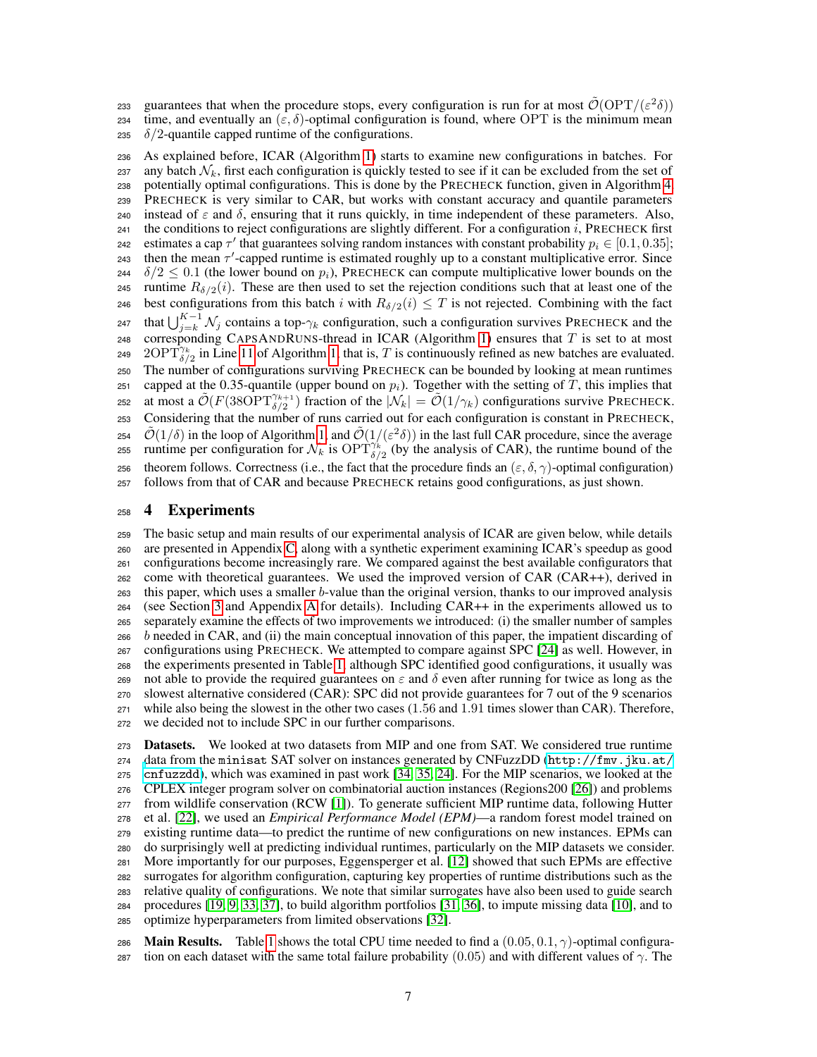guarantees that when the procedure stops, every configuration is run for at most $\tilde{\mathcal{O}}(\mathrm{OPT}/(\varepsilon^2\delta))$ time, and eventually an $(\varepsilon, \delta)$-optimal configuration is found, where OPT is the minimum mean $\delta/2$-quantile capped runtime of the configurations.

As explained before, ICAR (Algorithm 1) starts to examine new configurations in batches. For any batch $\mathcal{N}_k$, first each configuration is quickly tested to see if it can be excluded from the set of potentially optimal configurations. This is done by the PRECHECK function, given in Algorithm 4. PRECHECK is very similar to CAR, but works with constant accuracy and quantile parameters instead of $\varepsilon$ and $\delta$, ensuring that it runs quickly, in time independent of these parameters. Also, the conditions to reject configurations are slightly different. For a configuration $i$, PRECHECK first estimates a cap $\tau'$ that guarantees solving random instances with constant probability $p_i \in [0.1, 0.35]$; then the mean $\tau'$-capped runtime is estimated roughly up to a constant multiplicative error. Since $\delta/2 \leq 0.1$ (the lower bound on $p_i$), PRECHECK can compute multiplicative lower bounds on the runtime $R_{\delta/2}(i)$. These are then used to set the rejection conditions such that at least one of the best configurations from this batch $i$ with $R_{\delta/2}(i) \leq T$ is not rejected. Combining with the fact that $\bigcup_{j=k}^{K-1} \mathcal{N}_j$ contains a top-$\gamma_k$ configuration, such a configuration survives PRECHECK and the corresponding CAPSANDRUNS-thread in ICAR (Algorithm 1) ensures that $T$ is set to at most $2\mathrm{OPT}^{\gamma_k}_{\delta/2}$ in Line 11 of Algorithm 1, that is, $T$ is continuously refined as new batches are evaluated. The number of configurations surviving PRECHECK can be bounded by looking at mean runtimes capped at the 0.35-quantile (upper bound on $p_i$). Together with the setting of $T$, this implies that at most a $\tilde{\mathcal{O}}(F(38\mathrm{OPT}^{\gamma_{k+1}}_{\delta/2})$ fraction of the $|\mathcal{N}_k| = \tilde{\mathcal{O}}(1/\gamma_k)$ configurations survive PRECHECK. Considering that the number of runs carried out for each configuration is constant in PRECHECK, $\tilde{\mathcal{O}}(1/\delta)$ in the loop of Algorithm 1, and $\tilde{\mathcal{O}}(1/(\varepsilon^2\delta))$ in the last full CAR procedure, since the average runtime per configuration for $\mathcal{N}_k$ is $\mathrm{OPT}^{\gamma_k}_{\delta/2}$ (by the analysis of CAR), the runtime bound of the theorem follows. Correctness (i.e., the fact that the procedure finds an $(\varepsilon, \delta, \gamma)$-optimal configuration) follows from that of CAR and because PRECHECK retains good configurations, as just shown.

# 4 Experiments

The basic setup and main results of our experimental analysis of ICAR are given below, while details are presented in Appendix C, along with a synthetic experiment examining ICAR's speedup as good configurations become increasingly rare. We compared against the best available configurators that come with theoretical guarantees. We used the improved version of CAR (CAR++), derived in this paper, which uses a smaller $b$-value than the original version, thanks to our improved analysis (see Section 3 and Appendix A for details). Including CAR++ in the experiments allowed us to separately examine the effects of two improvements we introduced: (i) the smaller number of samples $b$ needed in CAR, and (ii) the main conceptual innovation of this paper, the impatient discarding of configurations using PRECHECK. We attempted to compare against SPC [24] as well. However, in the experiments presented in Table 1, although SPC identified good configurations, it usually was not able to provide the required guarantees on $\varepsilon$ and $\delta$ even after running for twice as long as the slowest alternative considered (CAR): SPC did not provide guarantees for 7 out of the 9 scenarios while also being the slowest in the other two cases (1.56 and 1.91 times slower than CAR). Therefore, we decided not to include SPC in our further comparisons.

**Datasets.** We looked at two datasets from MIP and one from SAT. We considered true runtime data from the `minisat` SAT solver on instances generated by CNFuzzDD (`http://fmv.jku.at/cnfuzzdd`), which was examined in past work [34, 35, 24]. For the MIP scenarios, we looked at the CPLEX integer program solver on combinatorial auction instances (Regions200 [26]) and problems from wildlife conservation (RCW [1]). To generate sufficient MIP runtime data, following Hutter et al. [22], we used an *Empirical Performance Model (EPM)*—a random forest model trained on existing runtime data—to predict the runtime of new configurations on new instances. EPMs can do surprisingly well at predicting individual runtimes, particularly on the MIP datasets we consider. More importantly for our purposes, Eggensperger et al. [12] showed that such EPMs are effective surrogates for algorithm configuration, capturing key properties of runtime distributions such as the relative quality of configurations. We note that similar surrogates have also been used to guide search procedures [19, 9, 33, 37], to build algorithm portfolios [31, 36], to impute missing data [10], and to optimize hyperparameters from limited observations [32].

**Main Results.** Table 1 shows the total CPU time needed to find a $(0.05, 0.1, \gamma)$-optimal configuration on each dataset with the same total failure probability $(0.05)$ and with different values of $\gamma$. The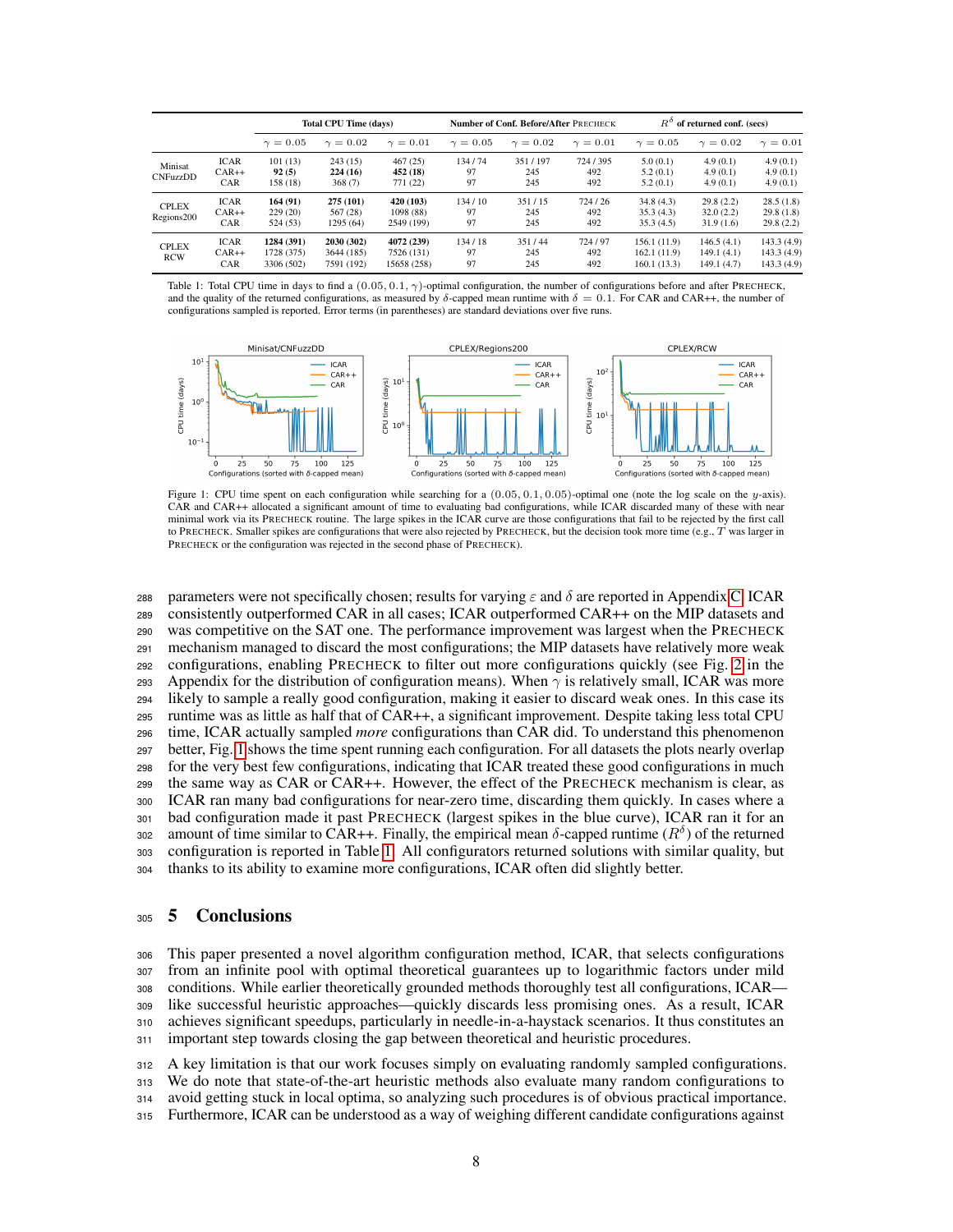| | | Total CPU Time (days) | | | Number of Conf. Before/After PRECHECK | | | $R^\delta$ of returned conf. (secs) | | |
|---|---|---|---|---|---|---|---|---|---|---|
| | | $\gamma = 0.05$ | $\gamma = 0.02$ | $\gamma = 0.01$ | $\gamma = 0.05$ | $\gamma = 0.02$ | $\gamma = 0.01$ | $\gamma = 0.05$ | $\gamma = 0.02$ | $\gamma = 0.01$ |
| Minisat CNFuzzDD | ICAR | 101 (13) | 243 (15) | 467 (25) | 134 / 74 | 351 / 197 | 724 / 395 | 5.0 (0.1) | 4.9 (0.1) | 4.9 (0.1) |
| | CAR++ | **92 (5)** | **224 (16)** | **452 (18)** | 97 | 245 | 492 | 5.2 (0.1) | 4.9 (0.1) | 4.9 (0.1) |
| | CAR | 158 (18) | 368 (7) | 771 (22) | 97 | 245 | 492 | 5.2 (0.1) | 4.9 (0.1) | 4.9 (0.1) |
| CPLEX Regions200 | ICAR | **164 (91)** | **275 (101)** | **420 (103)** | 134 / 10 | 351 / 15 | 724 / 26 | 34.8 (4.3) | 29.8 (2.2) | 28.5 (1.8) |
| | CAR++ | 229 (20) | 567 (28) | 1098 (88) | 97 | 245 | 492 | 35.3 (4.3) | 32.0 (2.2) | 29.8 (1.8) |
| | CAR | 524 (53) | 1295 (64) | 2549 (199) | 97 | 245 | 492 | 35.3 (4.5) | 31.9 (1.6) | 29.8 (2.2) |
| CPLEX RCW | ICAR | **1284 (391)** | **2030 (302)** | **4072 (239)** | 134 / 18 | 351 / 44 | 724 / 97 | 156.1 (11.9) | 146.5 (4.1) | 143.3 (4.9) |
| | CAR++ | 1728 (375) | 3644 (185) | 7526 (131) | 97 | 245 | 492 | 162.1 (11.9) | 149.1 (4.1) | 143.3 (4.9) |
| | CAR | 3306 (502) | 7591 (192) | 15658 (258) | 97 | 245 | 492 | 160.1 (13.3) | 149.1 (4.7) | 143.3 (4.9) |

Table 1: Total CPU time in days to find a $(0.05, 0.1, \gamma)$-optimal configuration, the number of configurations before and after PRECHECK, and the quality of the returned configurations, as measured by $\delta$-capped mean runtime with $\delta = 0.1$. For CAR and CAR++, the number of configurations sampled is reported. Error terms (in parentheses) are standard deviations over five runs.

Figure 1: CPU time spent on each configuration while searching for a $(0.05, 0.1, 0.05)$-optimal one (note the log scale on the $y$-axis). CAR and CAR++ allocated a significant amount of time to evaluating bad configurations, while ICAR discarded many of these with near minimal work via its PRECHECK routine. The large spikes in the ICAR curve are those configurations that fail to be rejected by the first call to PRECHECK. Smaller spikes are configurations that were also rejected by PRECHECK, but the decision took more time (e.g., $T$ was larger in PRECHECK or the configuration was rejected in the second phase of PRECHECK).

parameters were not specifically chosen; results for varying $\varepsilon$ and $\delta$ are reported in Appendix C. ICAR consistently outperformed CAR in all cases; ICAR outperformed CAR++ on the MIP datasets and was competitive on the SAT one. The performance improvement was largest when the PRECHECK mechanism managed to discard the most configurations; the MIP datasets have relatively more weak configurations, enabling PRECHECK to filter out more configurations quickly (see Fig. 2 in the Appendix for the distribution of configuration means). When $\gamma$ is relatively small, ICAR was more likely to sample a really good configuration, making it easier to discard weak ones. In this case its runtime was as little as half that of CAR++, a significant improvement. Despite taking less total CPU time, ICAR actually sampled *more* configurations than CAR did. To understand this phenomenon better, Fig. 1 shows the time spent running each configuration. For all datasets the plots nearly overlap for the very best few configurations, indicating that ICAR treated these good configurations in much the same way as CAR or CAR++. However, the effect of the PRECHECK mechanism is clear, as ICAR ran many bad configurations for near-zero time, discarding them quickly. In cases where a bad configuration made it past PRECHECK (largest spikes in the blue curve), ICAR ran it for an amount of time similar to CAR++. Finally, the empirical mean $\delta$-capped runtime ($R^\delta$) of the returned configuration is reported in Table 1. All configurators returned solutions with similar quality, but thanks to its ability to examine more configurations, ICAR often did slightly better.

## 5 Conclusions

This paper presented a novel algorithm configuration method, ICAR, that selects configurations from an infinite pool with optimal theoretical guarantees up to logarithmic factors under mild conditions. While earlier theoretically grounded methods thoroughly test all configurations, ICAR—like successful heuristic approaches—quickly discards less promising ones. As a result, ICAR achieves significant speedups, particularly in needle-in-a-haystack scenarios. It thus constitutes an important step towards closing the gap between theoretical and heuristic procedures.

A key limitation is that our work focuses simply on evaluating randomly sampled configurations. We do note that state-of-the-art heuristic methods also evaluate many random configurations to avoid getting stuck in local optima, so analyzing such procedures is of obvious practical importance. Furthermore, ICAR can be understood as a way of weighing different candidate configurations against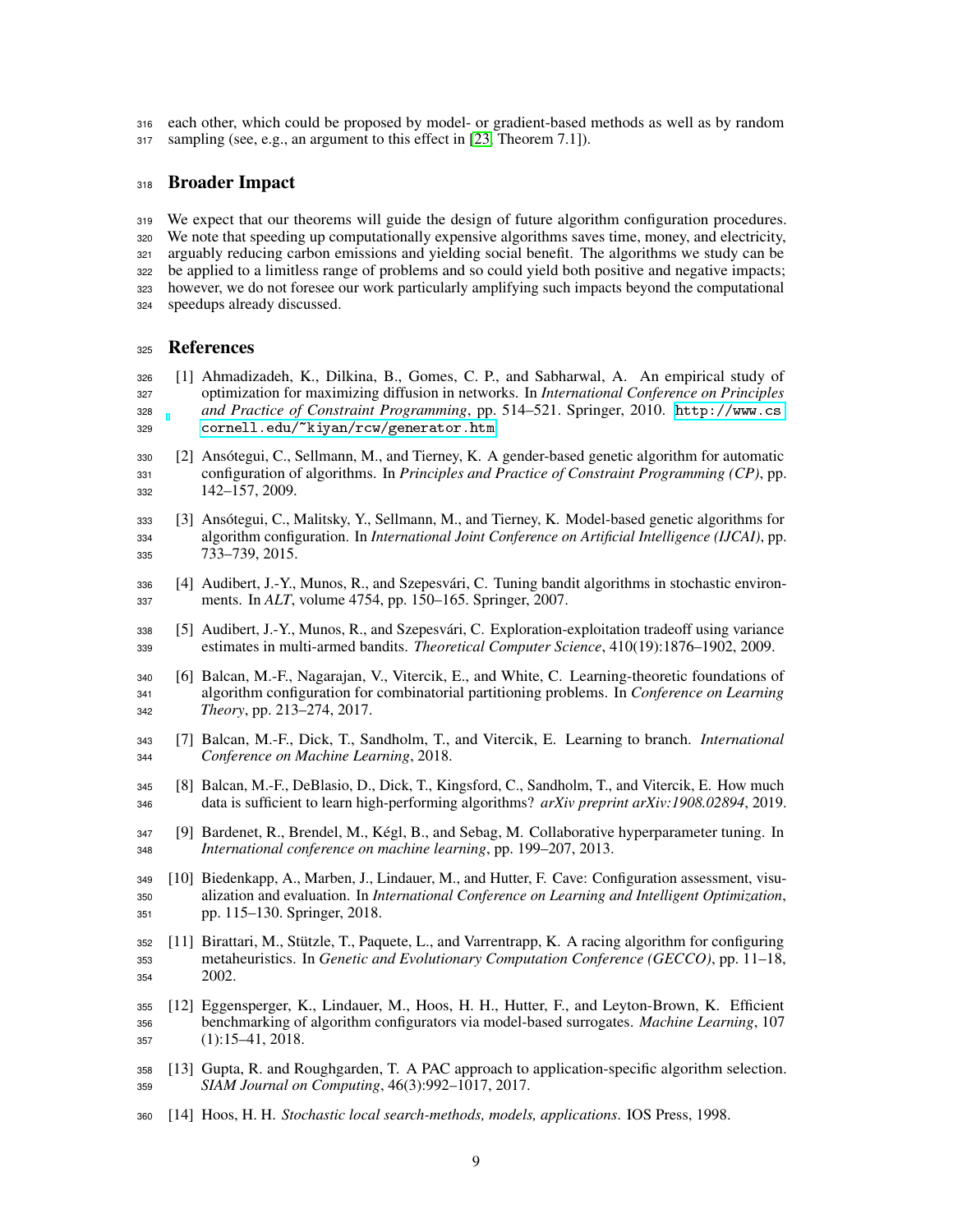each other, which could be proposed by model- or gradient-based methods as well as by random sampling (see, e.g., an argument to this effect in [23, Theorem 7.1]).

## Broader Impact

We expect that our theorems will guide the design of future algorithm configuration procedures. We note that speeding up computationally expensive algorithms saves time, money, and electricity, arguably reducing carbon emissions and yielding social benefit. The algorithms we study can be be applied to a limitless range of problems and so could yield both positive and negative impacts; however, we do not foresee our work particularly amplifying such impacts beyond the computational speedups already discussed.

## References

[1] Ahmadizadeh, K., Dilkina, B., Gomes, C. P., and Sabharwal, A. An empirical study of optimization for maximizing diffusion in networks. In *International Conference on Principles and Practice of Constraint Programming*, pp. 514–521. Springer, 2010. `http://www.cs.cornell.edu/~kiyan/rcw/generator.htm`

[2] Ansótegui, C., Sellmann, M., and Tierney, K. A gender-based genetic algorithm for automatic configuration of algorithms. In *Principles and Practice of Constraint Programming (CP)*, pp. 142–157, 2009.

[3] Ansótegui, C., Malitsky, Y., Sellmann, M., and Tierney, K. Model-based genetic algorithms for algorithm configuration. In *International Joint Conference on Artificial Intelligence (IJCAI)*, pp. 733–739, 2015.

[4] Audibert, J.-Y., Munos, R., and Szepesvári, C. Tuning bandit algorithms in stochastic environments. In *ALT*, volume 4754, pp. 150–165. Springer, 2007.

[5] Audibert, J.-Y., Munos, R., and Szepesvári, C. Exploration-exploitation tradeoff using variance estimates in multi-armed bandits. *Theoretical Computer Science*, 410(19):1876–1902, 2009.

[6] Balcan, M.-F., Nagarajan, V., Vitercik, E., and White, C. Learning-theoretic foundations of algorithm configuration for combinatorial partitioning problems. In *Conference on Learning Theory*, pp. 213–274, 2017.

[7] Balcan, M.-F., Dick, T., Sandholm, T., and Vitercik, E. Learning to branch. *International Conference on Machine Learning*, 2018.

[8] Balcan, M.-F., DeBlasio, D., Dick, T., Kingsford, C., Sandholm, T., and Vitercik, E. How much data is sufficient to learn high-performing algorithms? *arXiv preprint arXiv:1908.02894*, 2019.

[9] Bardenet, R., Brendel, M., Kégl, B., and Sebag, M. Collaborative hyperparameter tuning. In *International conference on machine learning*, pp. 199–207, 2013.

[10] Biedenkapp, A., Marben, J., Lindauer, M., and Hutter, F. Cave: Configuration assessment, visualization and evaluation. In *International Conference on Learning and Intelligent Optimization*, pp. 115–130. Springer, 2018.

[11] Birattari, M., Stützle, T., Paquete, L., and Varrentrapp, K. A racing algorithm for configuring metaheuristics. In *Genetic and Evolutionary Computation Conference (GECCO)*, pp. 11–18, 2002.

[12] Eggensperger, K., Lindauer, M., Hoos, H. H., Hutter, F., and Leyton-Brown, K. Efficient benchmarking of algorithm configurators via model-based surrogates. *Machine Learning*, 107 (1):15–41, 2018.

[13] Gupta, R. and Roughgarden, T. A PAC approach to application-specific algorithm selection. *SIAM Journal on Computing*, 46(3):992–1017, 2017.

[14] Hoos, H. H. *Stochastic local search-methods, models, applications*. IOS Press, 1998.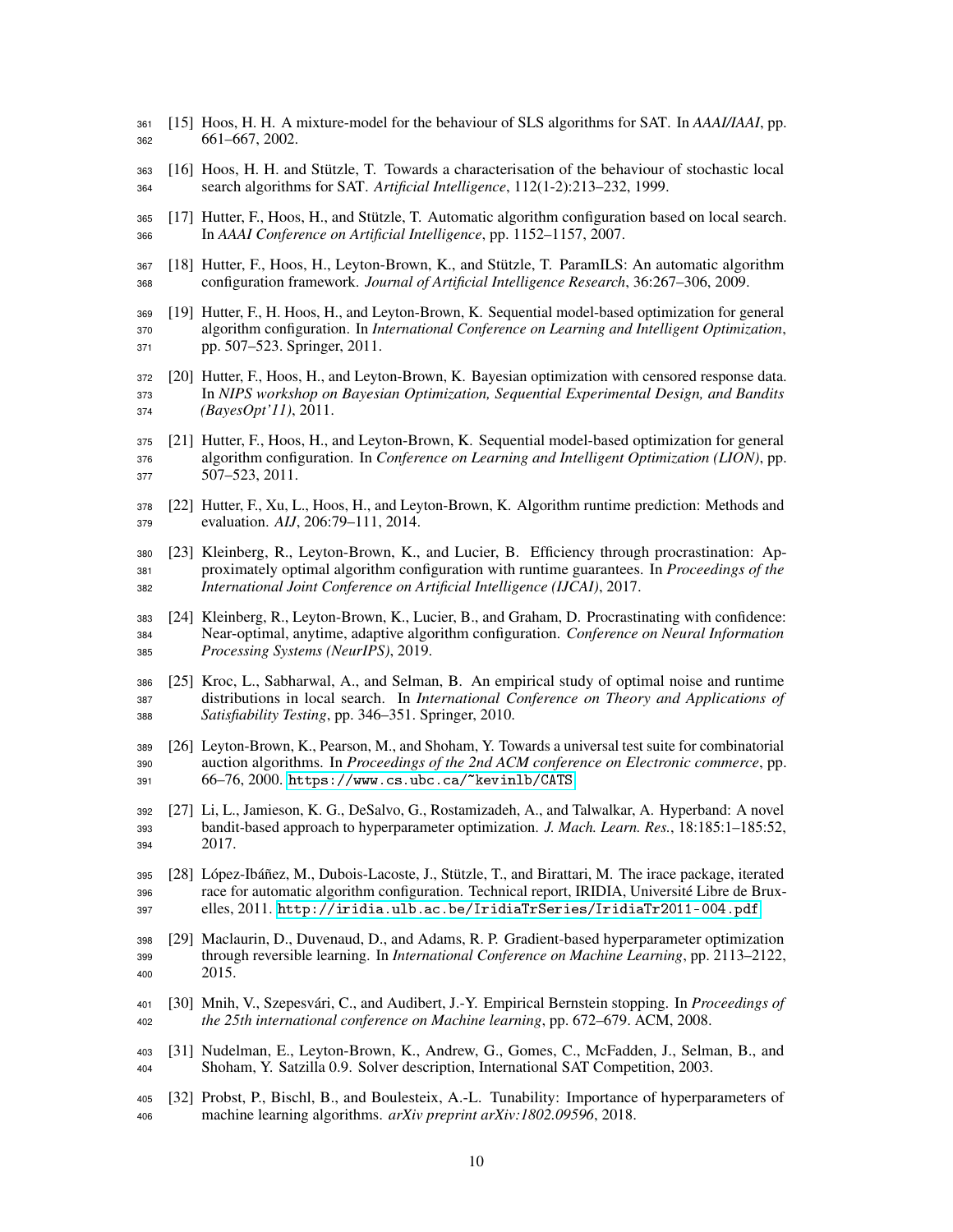[15] Hoos, H. H. A mixture-model for the behaviour of SLS algorithms for SAT. In *AAAI/IAAI*, pp. 661–667, 2002.

[16] Hoos, H. H. and Stützle, T. Towards a characterisation of the behaviour of stochastic local search algorithms for SAT. *Artificial Intelligence*, 112(1-2):213–232, 1999.

[17] Hutter, F., Hoos, H., and Stützle, T. Automatic algorithm configuration based on local search. In *AAAI Conference on Artificial Intelligence*, pp. 1152–1157, 2007.

[18] Hutter, F., Hoos, H., Leyton-Brown, K., and Stützle, T. ParamILS: An automatic algorithm configuration framework. *Journal of Artificial Intelligence Research*, 36:267–306, 2009.

[19] Hutter, F., H. Hoos, H., and Leyton-Brown, K. Sequential model-based optimization for general algorithm configuration. In *International Conference on Learning and Intelligent Optimization*, pp. 507–523. Springer, 2011.

[20] Hutter, F., Hoos, H., and Leyton-Brown, K. Bayesian optimization with censored response data. In *NIPS workshop on Bayesian Optimization, Sequential Experimental Design, and Bandits (BayesOpt'11)*, 2011.

[21] Hutter, F., Hoos, H., and Leyton-Brown, K. Sequential model-based optimization for general algorithm configuration. In *Conference on Learning and Intelligent Optimization (LION)*, pp. 507–523, 2011.

[22] Hutter, F., Xu, L., Hoos, H., and Leyton-Brown, K. Algorithm runtime prediction: Methods and evaluation. *AIJ*, 206:79–111, 2014.

[23] Kleinberg, R., Leyton-Brown, K., and Lucier, B. Efficiency through procrastination: Approximately optimal algorithm configuration with runtime guarantees. In *Proceedings of the International Joint Conference on Artificial Intelligence (IJCAI)*, 2017.

[24] Kleinberg, R., Leyton-Brown, K., Lucier, B., and Graham, D. Procrastinating with confidence: Near-optimal, anytime, adaptive algorithm configuration. *Conference on Neural Information Processing Systems (NeurIPS)*, 2019.

[25] Kroc, L., Sabharwal, A., and Selman, B. An empirical study of optimal noise and runtime distributions in local search. In *International Conference on Theory and Applications of Satisfiability Testing*, pp. 346–351. Springer, 2010.

[26] Leyton-Brown, K., Pearson, M., and Shoham, Y. Towards a universal test suite for combinatorial auction algorithms. In *Proceedings of the 2nd ACM conference on Electronic commerce*, pp. 66–76, 2000. https://www.cs.ubc.ca/~kevinlb/CATS.

[27] Li, L., Jamieson, K. G., DeSalvo, G., Rostamizadeh, A., and Talwalkar, A. Hyperband: A novel bandit-based approach to hyperparameter optimization. *J. Mach. Learn. Res.*, 18:185:1–185:52, 2017.

[28] López-Ibáñez, M., Dubois-Lacoste, J., Stützle, T., and Birattari, M. The irace package, iterated race for automatic algorithm configuration. Technical report, IRIDIA, Université Libre de Bruxelles, 2011. http://iridia.ulb.ac.be/IridiaTrSeries/IridiaTr2011-004.pdf.

[29] Maclaurin, D., Duvenaud, D., and Adams, R. P. Gradient-based hyperparameter optimization through reversible learning. In *International Conference on Machine Learning*, pp. 2113–2122, 2015.

[30] Mnih, V., Szepesvári, C., and Audibert, J.-Y. Empirical Bernstein stopping. In *Proceedings of the 25th international conference on Machine learning*, pp. 672–679. ACM, 2008.

[31] Nudelman, E., Leyton-Brown, K., Andrew, G., Gomes, C., McFadden, J., Selman, B., and Shoham, Y. Satzilla 0.9. Solver description, International SAT Competition, 2003.

[32] Probst, P., Bischl, B., and Boulesteix, A.-L. Tunability: Importance of hyperparameters of machine learning algorithms. *arXiv preprint arXiv:1802.09596*, 2018.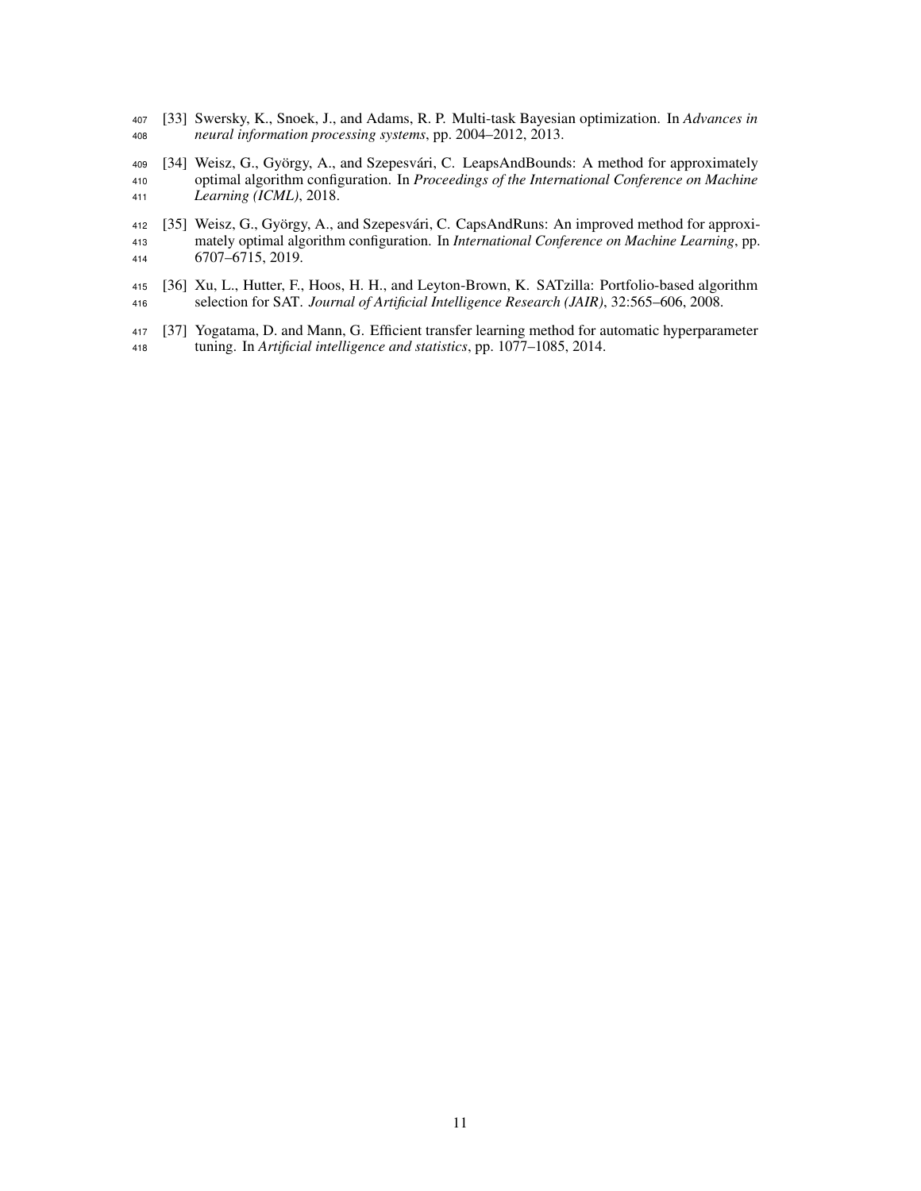[33] Swersky, K., Snoek, J., and Adams, R. P. Multi-task Bayesian optimization. In *Advances in neural information processing systems*, pp. 2004–2012, 2013.

[34] Weisz, G., György, A., and Szepesvári, C. LeapsAndBounds: A method for approximately optimal algorithm configuration. In *Proceedings of the International Conference on Machine Learning (ICML)*, 2018.

[35] Weisz, G., György, A., and Szepesvári, C. CapsAndRuns: An improved method for approximately optimal algorithm configuration. In *International Conference on Machine Learning*, pp. 6707–6715, 2019.

[36] Xu, L., Hutter, F., Hoos, H. H., and Leyton-Brown, K. SATzilla: Portfolio-based algorithm selection for SAT. *Journal of Artificial Intelligence Research (JAIR)*, 32:565–606, 2008.

[37] Yogatama, D. and Mann, G. Efficient transfer learning method for automatic hyperparameter tuning. In *Artificial intelligence and statistics*, pp. 1077–1085, 2014.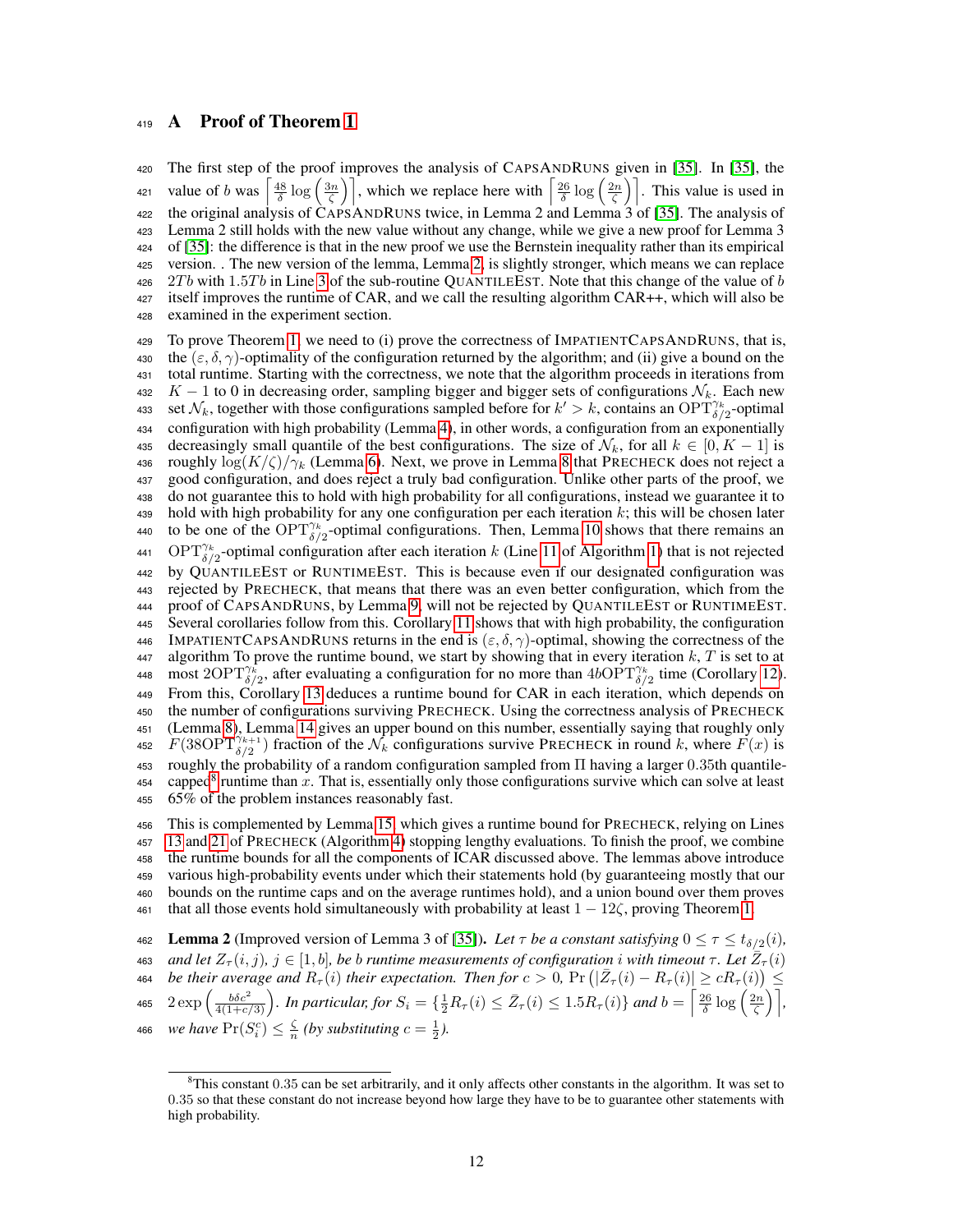# A Proof of Theorem 1

The first step of the proof improves the analysis of CapsAndRuns given in [35]. In [35], the value of $b$ was $\left\lceil \frac{48}{\delta} \log\left(\frac{3n}{\zeta}\right) \right\rceil$, which we replace here with $\left\lceil \frac{26}{\delta} \log\left(\frac{2n}{\zeta}\right) \right\rceil$. This value is used in the original analysis of CapsAndRuns twice, in Lemma 2 and Lemma 3 of [35]. The analysis of Lemma 2 still holds with the new value without any change, while we give a new proof for Lemma 3 of [35]: the difference is that in the new proof we use the Bernstein inequality rather than its empirical version. . The new version of the lemma, Lemma 2, is slightly stronger, which means we can replace $2Tb$ with $1.5Tb$ in Line 3 of the sub-routine QuantileEst. Note that this change of the value of $b$ itself improves the runtime of CAR, and we call the resulting algorithm CAR++, which will also be examined in the experiment section.

To prove Theorem 1, we need to (i) prove the correctness of ImpatientCapsAndRuns, that is, the $(\varepsilon, \delta, \gamma)$-optimality of the configuration returned by the algorithm; and (ii) give a bound on the total runtime. Starting with the correctness, we note that the algorithm proceeds in iterations from $K-1$ to 0 in decreasing order, sampling bigger and bigger sets of configurations $\mathcal{N}_k$. Each new set $\mathcal{N}_k$, together with those configurations sampled before for $k' > k$, contains an $\mathrm{OPT}^{\gamma_k}_{\delta/2}$-optimal configuration with high probability (Lemma 4), in other words, a configuration from an exponentially decreasingly small quantile of the best configurations. The size of $\mathcal{N}_k$, for all $k \in [0, K-1]$ is roughly $\log(K/\zeta)/\gamma_k$ (Lemma 6). Next, we prove in Lemma 8 that Precheck does not reject a good configuration, and does reject a truly bad configuration. Unlike other parts of the proof, we do not guarantee this to hold with high probability for all configurations, instead we guarantee it to hold with high probability for any one configuration per each iteration $k$; this will be chosen later to be one of the $\mathrm{OPT}^{\gamma_k}_{\delta/2}$-optimal configurations. Then, Lemma 10 shows that there remains an $\mathrm{OPT}^{\gamma_k}_{\delta/2}$-optimal configuration after each iteration $k$ (Line 11 of Algorithm 1) that is not rejected by QuantileEst or RuntimeEst. This is because even if our designated configuration was rejected by Precheck, that means that there was an even better configuration, which from the proof of CapsAndRuns, by Lemma 9, will not be rejected by QuantileEst or RuntimeEst. Several corollaries follow from this. Corollary 11 shows that with high probability, the configuration ImpatientCapsAndRuns returns in the end is $(\varepsilon, \delta, \gamma)$-optimal, showing the correctness of the algorithm To prove the runtime bound, we start by showing that in every iteration $k$, $T$ is set to at most $2\mathrm{OPT}^{\gamma_k}_{\delta/2}$, after evaluating a configuration for no more than $4b\mathrm{OPT}^{\gamma_k}_{\delta/2}$ time (Corollary 12). From this, Corollary 13 deduces a runtime bound for CAR in each iteration, which depends on the number of configurations surviving Precheck. Using the correctness analysis of Precheck (Lemma 8), Lemma 14 gives an upper bound on this number, essentially saying that roughly only $F(38\mathrm{OPT}^{\gamma_{k+1}}_{\delta/2})$ fraction of the $\mathcal{N}_k$ configurations survive Precheck in round $k$, where $F(x)$ is roughly the probability of a random configuration sampled from $\Pi$ having a larger 0.35th quantile-capped[8] runtime than $x$. That is, essentially only those configurations survive which can solve at least 65% of the problem instances reasonably fast.

This is complemented by Lemma 15, which gives a runtime bound for Precheck, relying on Lines 13 and 21 of Precheck (Algorithm 4) stopping lengthy evaluations. To finish the proof, we combine the runtime bounds for all the components of ICAR discussed above. The lemmas above introduce various high-probability events under which their statements hold (by guaranteeing mostly that our bounds on the runtime caps and on the average runtimes hold), and a union bound over them proves that all those events hold simultaneously with probability at least $1 - 12\zeta$, proving Theorem 1.

**Lemma 2** (Improved version of Lemma 3 of [35]). *Let $\tau$ be a constant satisfying $0 \le \tau \le t_{\delta/2}(i)$, and let $Z_\tau(i,j)$, $j \in [1,b]$, be $b$ runtime measurements of configuration $i$ with timeout $\tau$. Let $\bar{Z}_\tau(i)$ be their average and $R_\tau(i)$ their expectation. Then for $c > 0$, $\Pr\left(|\bar{Z}_\tau(i) - R_\tau(i)| \ge cR_\tau(i)\right) \le 2\exp\left(\frac{b\delta c^2}{4(1+c/3)}\right)$. In particular, for $S_i = \{\frac{1}{2}R_\tau(i) \le \bar{Z}_\tau(i) \le 1.5R_\tau(i)\}$ and $b = \left\lceil \frac{26}{\delta} \log\left(\frac{2n}{\zeta}\right) \right\rceil$, we have $\Pr(S_i^c) \le \frac{\zeta}{n}$ (by substituting $c = \frac{1}{2}$).*

[8] This constant 0.35 can be set arbitrarily, and it only affects other constants in the algorithm. It was set to 0.35 so that these constant do not increase beyond how large they have to be to guarantee other statements with high probability.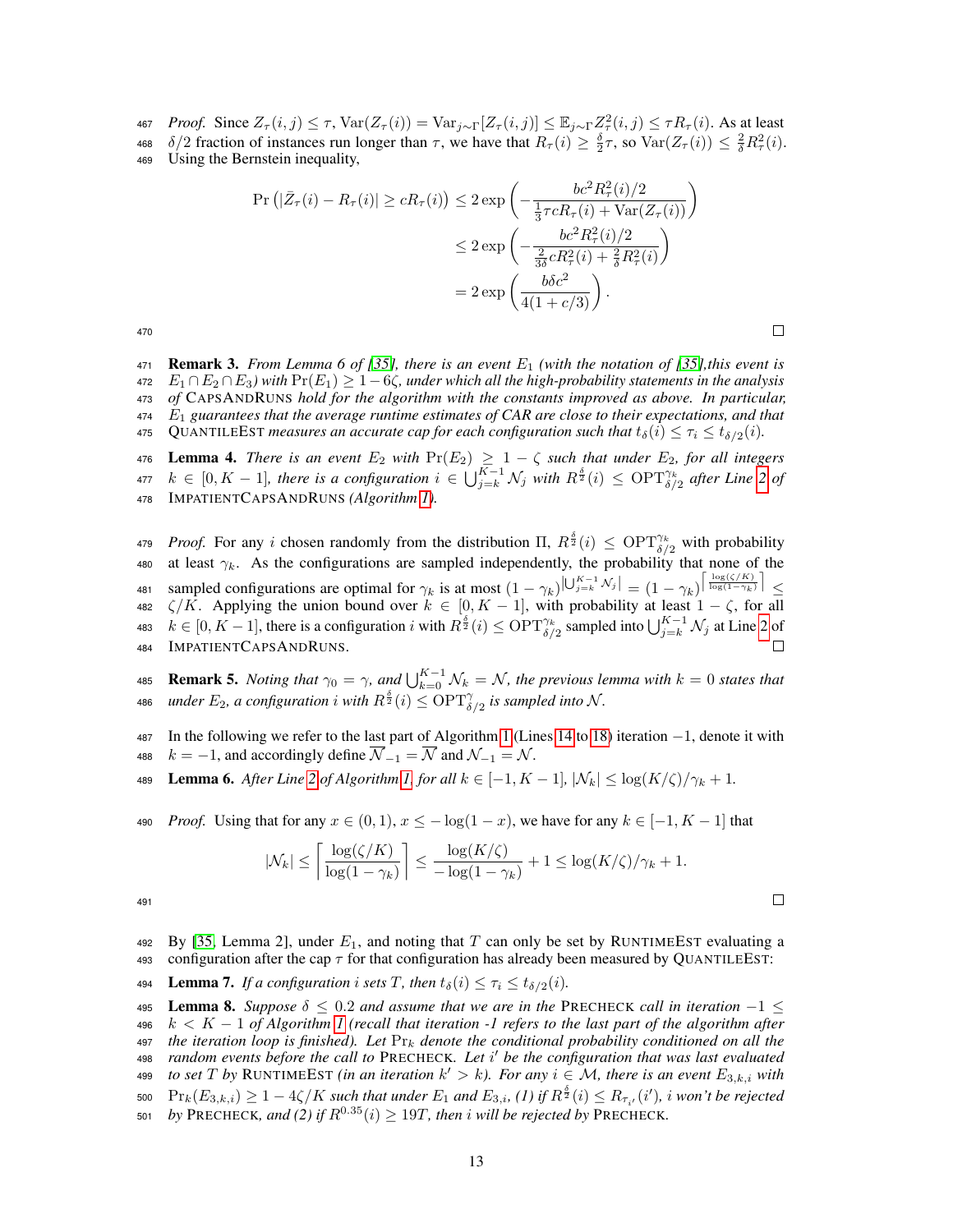*Proof.* Since $Z_\tau(i,j) \le \tau$, $\mathrm{Var}(Z_\tau(i)) = \mathrm{Var}_{j\sim\Gamma}[Z_\tau(i,j)] \le \mathbb{E}_{j\sim\Gamma} Z_\tau^2(i,j) \le \tau R_\tau(i)$. As at least $\delta/2$ fraction of instances run longer than $\tau$, we have that $R_\tau(i) \ge \frac{\delta}{2}\tau$, so $\mathrm{Var}(Z_\tau(i)) \le \frac{2}{\delta}R_\tau^2(i)$. Using the Bernstein inequality,

$$
\begin{aligned}
\Pr\left(|\bar{Z}_\tau(i) - R_\tau(i)| \ge cR_\tau(i)\right) &\le 2\exp\left(-\frac{bc^2R_\tau^2(i)/2}{\frac{1}{3}\tau c R_\tau(i) + \mathrm{Var}(Z_\tau(i))}\right) \\
&\le 2\exp\left(-\frac{bc^2R_\tau^2(i)/2}{\frac{2}{3\delta}cR_\tau^2(i) + \frac{2}{\delta}R_\tau^2(i)}\right) \\
&= 2\exp\left(\frac{b\delta c^2}{4(1+c/3)}\right).
\end{aligned}
$$

$\square$

**Remark 3.** *From Lemma 6 of [35], there is an event $E_1$ (with the notation of [35],this event is $E_1 \cap E_2 \cap E_3$) with $\Pr(E_1) \ge 1 - 6\zeta$, under which all the high-probability statements in the analysis of* CapsAndRuns *hold for the algorithm with the constants improved as above. In particular, $E_1$ guarantees that the average runtime estimates of CAR are close to their expectations, and that* QuantileEst *measures an accurate cap for each configuration such that $t_\delta(i) \le \tau_i \le t_{\delta/2}(i)$.*

**Lemma 4.** *There is an event $E_2$ with $\Pr(E_2) \ge 1 - \zeta$ such that under $E_2$, for all integers $k \in [0, K-1]$, there is a configuration $i \in \bigcup_{j=k}^{K-1} \mathcal{N}_j$ with $R^{\frac{\delta}{2}}(i) \le \mathrm{OPT}^{\gamma_k}_{\delta/2}$ after Line 2 of* ImpatientCapsAndRuns *(Algorithm 1).*

*Proof.* For any $i$ chosen randomly from the distribution $\Pi$, $R^{\frac{\delta}{2}}(i) \le \mathrm{OPT}^{\gamma_k}_{\delta/2}$ with probability at least $\gamma_k$. As the configurations are sampled independently, the probability that none of the sampled configurations are optimal for $\gamma_k$ is at most $(1-\gamma_k)^{|\bigcup_{j=k}^{K-1}\mathcal{N}_j|} = (1-\gamma_k)^{\left\lceil \frac{\log(\zeta/K)}{\log(1-\gamma_k)}\right\rceil} \le \zeta/K$. Applying the union bound over $k \in [0, K-1]$, with probability at least $1-\zeta$, for all $k \in [0, K-1]$, there is a configuration $i$ with $R^{\frac{\delta}{2}}(i) \le \mathrm{OPT}^{\gamma_k}_{\delta/2}$ sampled into $\bigcup_{j=k}^{K-1}\mathcal{N}_j$ at Line 2 of ImpatientCapsAndRuns. $\square$

**Remark 5.** *Noting that $\gamma_0 = \gamma$, and $\bigcup_{k=0}^{K-1}\mathcal{N}_k = \mathcal{N}$, the previous lemma with $k=0$ states that under $E_2$, a configuration $i$ with $R^{\frac{\delta}{2}}(i) \le \mathrm{OPT}^{\gamma}_{\delta/2}$ is sampled into $\mathcal{N}$.*

In the following we refer to the last part of Algorithm 1 (Lines 14 to 18) iteration $-1$, denote it with $k=-1$, and accordingly define $\overline{\mathcal{N}}_{-1} = \overline{\mathcal{N}}$ and $\mathcal{N}_{-1} = \mathcal{N}$.

**Lemma 6.** *After Line 2 of Algorithm 1, for all $k \in [-1, K-1]$, $|\mathcal{N}_k| \le \log(K/\zeta)/\gamma_k + 1$.*

*Proof.* Using that for any $x \in (0,1)$, $x \le -\log(1-x)$, we have for any $k \in [-1, K-1]$ that

$$
|\mathcal{N}_k| \le \left\lceil \frac{\log(\zeta/K)}{\log(1-\gamma_k)} \right\rceil \le \frac{\log(K/\zeta)}{-\log(1-\gamma_k)} + 1 \le \log(K/\zeta)/\gamma_k + 1.
$$

$\square$

By [35, Lemma 2], under $E_1$, and noting that $T$ can only be set by RuntimeEst evaluating a configuration after the cap $\tau$ for that configuration has already been measured by QuantileEst:

**Lemma 7.** *If a configuration $i$ sets $T$, then $t_\delta(i) \le \tau_i \le t_{\delta/2}(i)$.*

**Lemma 8.** *Suppose $\delta \le 0.2$ and assume that we are in the* Precheck *call in iteration $-1 \le k < K-1$ of Algorithm 1 (recall that iteration -1 refers to the last part of the algorithm after the iteration loop is finished). Let $\Pr_k$ denote the conditional probability conditioned on all the random events before the call to* Precheck*. Let $i'$ be the configuration that was last evaluated to set $T$ by* RuntimeEst *(in an iteration $k' > k$). For any $i \in \mathcal{M}$, there is an event $E_{3,k,i}$ with $\Pr_k(E_{3,k,i}) \ge 1 - 4\zeta/K$ such that under $E_1$ and $E_{3,i}$, (1) if $R^{\frac{\delta}{2}}(i) \le R_{\tau_{i'}}(i')$, $i$ won't be rejected by* Precheck*, and (2) if $R^{0.35}(i) \ge 19T$, then $i$ will be rejected by* Precheck.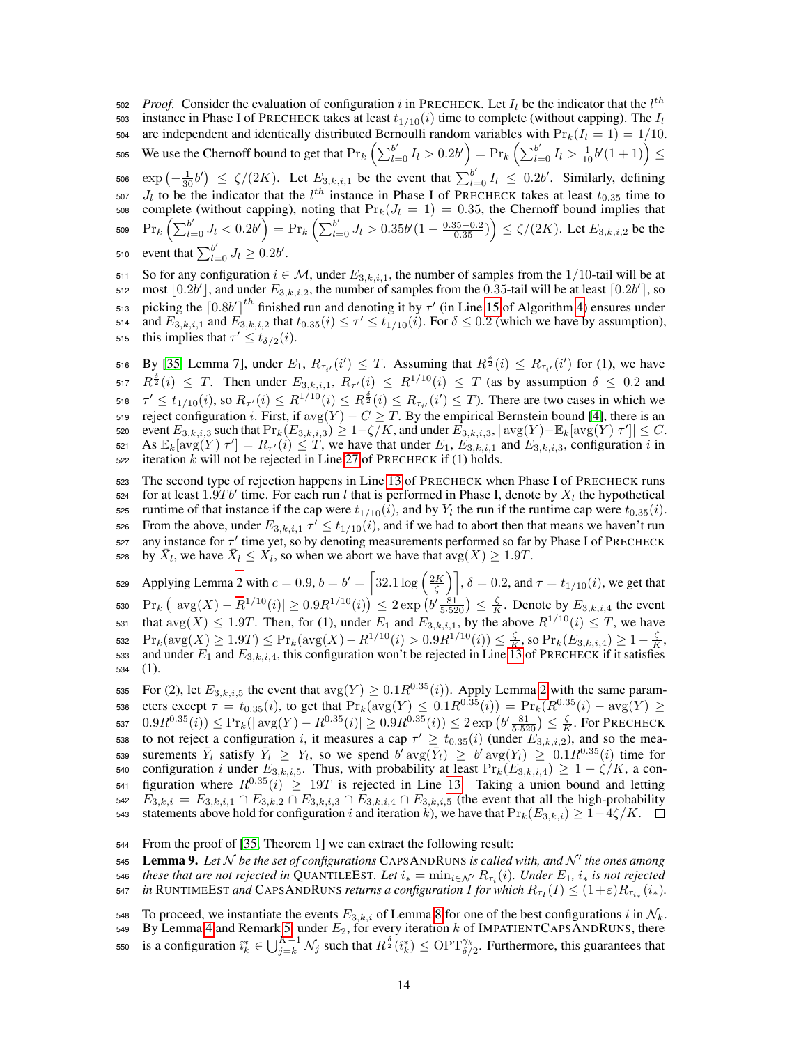*Proof.* Consider the evaluation of configuration $i$ in PRECHECK. Let $I_l$ be the indicator that the $l^{th}$ instance in Phase I of PRECHECK takes at least $t_{1/10}(i)$ time to complete (without capping). The $I_l$ are independent and identically distributed Bernoulli random variables with $\Pr_k(I_l = 1) = 1/10$. We use the Chernoff bound to get that $\Pr_k\left(\sum_{l=0}^{b'} I_l > 0.2b'\right) = \Pr_k\left(\sum_{l=0}^{b'} I_l > \frac{1}{10}b'(1+1)\right) \leq \exp\left(-\frac{1}{30}b'\right) \leq \zeta/(2K)$. Let $E_{3,k,i,1}$ be the event that $\sum_{l=0}^{b'} I_l \leq 0.2b'$. Similarly, defining $J_l$ to be the indicator that the $l^{th}$ instance in Phase I of PRECHECK takes at least $t_{0.35}$ time to complete (without capping), noting that $\Pr_k(J_l = 1) = 0.35$, the Chernoff bound implies that $\Pr_k\left(\sum_{l=0}^{b'} J_l < 0.2b'\right) = \Pr_k\left(\sum_{l=0}^{b'} J_l > 0.35b'(1 - \frac{0.35-0.2}{0.35})\right) \leq \zeta/(2K)$. Let $E_{3,k,i,2}$ be the event that $\sum_{l=0}^{b'} J_l \geq 0.2b'$.

So for any configuration $i \in \mathcal{M}$, under $E_{3,k,i,1}$, the number of samples from the $1/10$-tail will be at most $\lfloor 0.2b' \rfloor$, and under $E_{3,k,i,2}$, the number of samples from the $0.35$-tail will be at least $\lceil 0.2b' \rceil$, so picking the $\lceil 0.8b' \rceil^{th}$ finished run and denoting it by $\tau'$ (in Line 15 of Algorithm 4) ensures under and $E_{3,k,i,1}$ and $E_{3,k,i,2}$ that $t_{0.35}(i) \leq \tau' \leq t_{1/10}(i)$. For $\delta \leq 0.2$ (which we have by assumption), this implies that $\tau' \leq t_{\delta/2}(i)$.

By [35, Lemma 7], under $E_1$, $R_{\tau_{i'}}(i') \leq T$. Assuming that $R^{\frac{\delta}{2}}(i) \leq R_{\tau_{i'}}(i')$ for (1), we have $R^{\frac{\delta}{2}}(i) \leq T$. Then under $E_{3,k,i,1}$, $R_{\tau'}(i) \leq R^{1/10}(i) \leq T$ (as by assumption $\delta \leq 0.2$ and $\tau' \leq t_{1/10}(i)$, so $R_{\tau'}(i) \leq R^{1/10}(i) \leq R^{\frac{\delta}{2}}(i) \leq R_{\tau_{i'}}(i') \leq T$). There are two cases in which we reject configuration $i$. First, if $\text{avg}(Y) - C \geq T$. By the empirical Bernstein bound [4], there is an event $E_{3,k,i,3}$ such that $\Pr_k(E_{3,k,i,3}) \geq 1 - \zeta/K$, and under $E_{3,k,i,3}$, $|\text{avg}(Y) - \mathbb{E}_k[\text{avg}(Y)|\tau']| \leq C$. As $\mathbb{E}_k[\text{avg}(Y)|\tau'] = R_{\tau'}(i) \leq T$, we have that under $E_1$, $E_{3,k,i,1}$ and $E_{3,k,i,3}$, configuration $i$ in iteration $k$ will not be rejected in Line 27 of PRECHECK if (1) holds.

The second type of rejection happens in Line 13 of PRECHECK when Phase I of PRECHECK runs for at least $1.9Tb'$ time. For each run $l$ that is performed in Phase I, denote by $X_l$ the hypothetical runtime of that instance if the cap were $t_{1/10}(i)$, and by $Y_l$ the run if the runtime cap were $t_{0.35}(i)$. From the above, under $E_{3,k,i,1}$ $\tau' \leq t_{1/10}(i)$, and if we had to abort then that means we haven't run any instance for $\tau'$ time yet, so by denoting measurements performed so far by Phase I of PRECHECK by $\bar{X}_l$, we have $\bar{X}_l \leq X_l$, so when we abort we have that $\text{avg}(X) \geq 1.9T$.

Applying Lemma 2 with $c = 0.9$, $b = b' = \left\lceil 32.1 \log\left(\frac{2K}{\zeta}\right)\right\rceil$, $\delta = 0.2$, and $\tau = t_{1/10}(i)$, we get that $\Pr_k\left(|\text{avg}(X) - R^{1/10}(i)| \geq 0.9R^{1/10}(i)\right) \leq 2\exp\left(b'\frac{81}{5 \cdot 520}\right) \leq \frac{\zeta}{K}$. Denote by $E_{3,k,i,4}$ the event that $\text{avg}(X) \leq 1.9T$. Then, for (1), under $E_1$ and $E_{3,k,i,1}$, by the above $R^{1/10}(i) \leq T$, we have $\Pr_k(\text{avg}(X) \geq 1.9T) \leq \Pr_k(\text{avg}(X) - R^{1/10}(i) > 0.9R^{1/10}(i)) \leq \frac{\zeta}{K}$, so $\Pr_k(E_{3,k,i,4}) \geq 1 - \frac{\zeta}{K}$, and under $E_1$ and $E_{3,k,i,4}$, this configuration won't be rejected in Line 13 of PRECHECK if it satisfies (1).

For (2), let $E_{3,k,i,5}$ the event that $\text{avg}(Y) \geq 0.1R^{0.35}(i))$. Apply Lemma 2 with the same parameters except $\tau = t_{0.35}(i)$, to get that $\Pr_k(\text{avg}(Y) \leq 0.1R^{0.35}(i)) = \Pr_k(R^{0.35}(i) - \text{avg}(Y) \geq 0.9R^{0.35}(i)) \leq \Pr_k(|\text{avg}(Y) - R^{0.35}(i)| \geq 0.9R^{0.35}(i)) \leq 2\exp\left(b'\frac{81}{5 \cdot 520}\right) \leq \frac{\zeta}{K}$. For PRECHECK to not reject a configuration $i$, it measures a cap $\tau' \geq t_{0.35}(i)$ (under $E_{3,k,i,2}$), and so the measurements $\bar{Y}_l$ satisfy $\bar{Y}_l \geq Y_l$, so we spend $b'\,\text{avg}(\bar{Y}_l) \geq b'\,\text{avg}(Y_l) \geq 0.1R^{0.35}(i)$ time for configuration $i$ under $E_{3,k,i,5}$. Thus, with probability at least $\Pr_k(E_{3,k,i,4}) \geq 1 - \zeta/K$, a configuration where $R^{0.35}(i) \geq 19T$ is rejected in Line 13. Taking a union bound and letting $E_{3,k,i} = E_{3,k,i,1} \cap E_{3,k,2} \cap E_{3,k,i,3} \cap E_{3,k,i,4} \cap E_{3,k,i,5}$ (the event that all the high-probability statements above hold for configuration $i$ and iteration $k$), we have that $\Pr_k(E_{3,k,i}) \geq 1 - 4\zeta/K$. □

From the proof of [35, Theorem 1] we can extract the following result:

**Lemma 9.** *Let $\mathcal{N}$ be the set of configurations* CAPSANDRUNS *is called with, and $\mathcal{N}'$ the ones among these that are not rejected in* QUANTILEEST. *Let $i_* = \min_{i \in \mathcal{N}'} R_{\tau_i}(i)$. Under $E_1$, $i_*$ is not rejected in* RUNTIMEEST *and* CAPSANDRUNS *returns a configuration $I$ for which $R_{\tau_I}(I) \leq (1+\varepsilon)R_{\tau_{i_*}}(i_*)$.*

To proceed, we instantiate the events $E_{3,k,i}$ of Lemma 8 for one of the best configurations $i$ in $\mathcal{N}_k$. By Lemma 4 and Remark 5, under $E_2$, for every iteration $k$ of IMPATIENTCAPSANDRUNS, there is a configuration $\hat{i}^*_k \in \bigcup_{j=k}^{K-1} \mathcal{N}_j$ such that $R^{\frac{\delta}{2}}(\hat{i}^*_k) \leq \text{OPT}^{\gamma_k}_{\delta/2}$. Furthermore, this guarantees that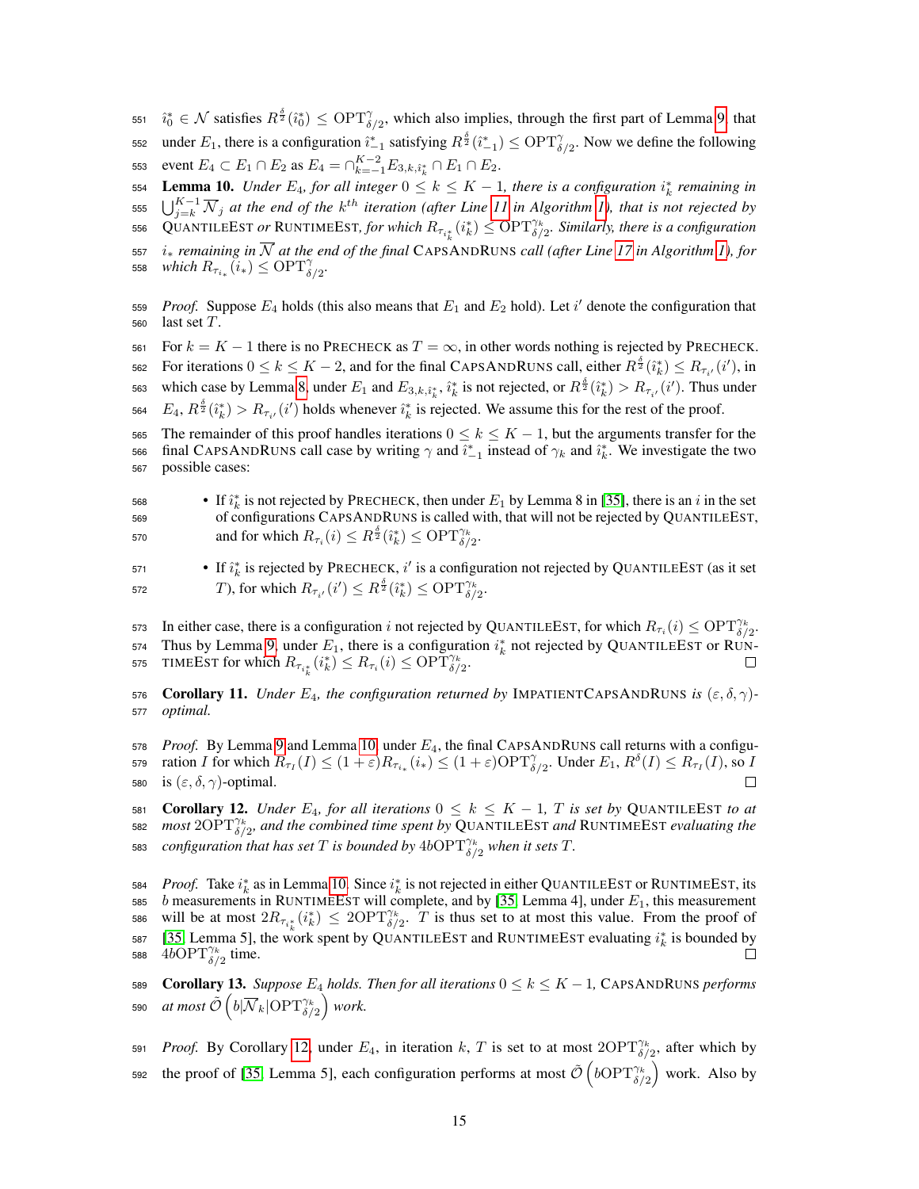$\hat{i}_0^* \in \mathcal{N}$ satisfies $R^{\frac{\delta}{2}}(\hat{i}_0^*) \leq \mathrm{OPT}^{\gamma}_{\delta/2}$, which also implies, through the first part of Lemma 9, that under $E_1$, there is a configuration $\hat{i}_{-1}^*$ satisfying $R^{\frac{\delta}{2}}(\hat{i}_{-1}^*) \leq \mathrm{OPT}^{\gamma}_{\delta/2}$. Now we define the following event $E_4 \subset E_1 \cap E_2$ as $E_4 = \cap_{k=-1}^{K-2} E_{3,k,\hat{i}_k^*} \cap E_1 \cap E_2$.

**Lemma 10.** *Under $E_4$, for all integer $0 \leq k \leq K-1$, there is a configuration $i_k^*$ remaining in $\bigcup_{j=k}^{K-1} \overline{\mathcal{N}}_j$ at the end of the $k^{th}$ iteration (after Line 11 in Algorithm 1), that is not rejected by* QuantileEst *or* RuntimeEst*, for which $R_{\tau_{i_k^*}}(i_k^*) \leq \mathrm{OPT}^{\gamma_k}_{\delta/2}$. Similarly, there is a configuration $i_*$ remaining in $\overline{\mathcal{N}}$ at the end of the final* CapsAndRuns *call (after Line 17 in Algorithm 1), for which $R_{\tau_{i_*}}(i_*) \leq \mathrm{OPT}^{\gamma}_{\delta/2}$.*

*Proof.* Suppose $E_4$ holds (this also means that $E_1$ and $E_2$ hold). Let $i'$ denote the configuration that last set $T$.

For $k = K-1$ there is no Precheck as $T = \infty$, in other words nothing is rejected by Precheck. For iterations $0 \leq k \leq K-2$, and for the final CapsAndRuns call, either $R^{\frac{\delta}{2}}(\hat{i}_k^*) \leq R_{\tau_{i'}}(i')$, in which case by Lemma 8, under $E_1$ and $E_{3,k,\hat{i}_k^*}$, $\hat{i}_k^*$ is not rejected, or $R^{\frac{\delta}{2}}(\hat{i}_k^*) > R_{\tau_{i'}}(i')$. Thus under $E_4$, $R^{\frac{\delta}{2}}(\hat{i}_k^*) > R_{\tau_{i'}}(i')$ holds whenever $\hat{i}_k^*$ is rejected. We assume this for the rest of the proof.

The remainder of this proof handles iterations $0 \leq k \leq K-1$, but the arguments transfer for the final CapsAndRuns call case by writing $\gamma$ and $\hat{i}_{-1}^*$ instead of $\gamma_k$ and $\hat{i}_k^*$. We investigate the two possible cases:

- If $\hat{i}_k^*$ is not rejected by Precheck, then under $E_1$ by Lemma 8 in [35], there is an $i$ in the set of configurations CapsAndRuns is called with, that will not be rejected by QuantileEst, and for which $R_{\tau_i}(i) \leq R^{\frac{\delta}{2}}(\hat{i}_k^*) \leq \mathrm{OPT}^{\gamma_k}_{\delta/2}$.
- If $\hat{i}_k^*$ is rejected by Precheck, $i'$ is a configuration not rejected by QuantileEst (as it set $T$), for which $R_{\tau_{i'}}(i') \leq R^{\frac{\delta}{2}}(\hat{i}_k^*) \leq \mathrm{OPT}^{\gamma_k}_{\delta/2}$.

In either case, there is a configuration $i$ not rejected by QuantileEst, for which $R_{\tau_i}(i) \leq \mathrm{OPT}^{\gamma_k}_{\delta/2}$. Thus by Lemma 9, under $E_1$, there is a configuration $i_k^*$ not rejected by QuantileEst or RuntimeEst for which $R_{\tau_{i_k^*}}(i_k^*) \leq R_{\tau_i}(i) \leq \mathrm{OPT}^{\gamma_k}_{\delta/2}$. ◻

**Corollary 11.** *Under $E_4$, the configuration returned by* ImpatientCapsAndRuns *is $(\varepsilon, \delta, \gamma)$-optimal.*

*Proof.* By Lemma 9 and Lemma 10, under $E_4$, the final CapsAndRuns call returns with a configuration $I$ for which $R_{\tau_I}(I) \leq (1+\varepsilon) R_{\tau_{i_*}}(i_*) \leq (1+\varepsilon)\mathrm{OPT}^{\gamma}_{\delta/2}$. Under $E_1$, $R^{\delta}(I) \leq R_{\tau_I}(I)$, so $I$ is $(\varepsilon, \delta, \gamma)$-optimal. ◻

**Corollary 12.** *Under $E_4$, for all iterations $0 \leq k \leq K-1$, $T$ is set by* QuantileEst *to at most $2\mathrm{OPT}^{\gamma_k}_{\delta/2}$, and the combined time spent by* QuantileEst *and* RuntimeEst *evaluating the configuration that has set $T$ is bounded by $4b\mathrm{OPT}^{\gamma_k}_{\delta/2}$ when it sets $T$.*

*Proof.* Take $i_k^*$ as in Lemma 10. Since $i_k^*$ is not rejected in either QuantileEst or RuntimeEst, its $b$ measurements in RuntimeEst will complete, and by [35, Lemma 4], under $E_1$, this measurement will be at most $2R_{\tau_{i_k^*}}(i_k^*) \leq 2\mathrm{OPT}^{\gamma_k}_{\delta/2}$. $T$ is thus set to at most this value. From the proof of [35, Lemma 5], the work spent by QuantileEst and RuntimeEst evaluating $i_k^*$ is bounded by $4b\mathrm{OPT}^{\gamma_k}_{\delta/2}$ time. ◻

**Corollary 13.** *Suppose $E_4$ holds. Then for all iterations $0 \leq k \leq K-1$,* CapsAndRuns *performs at most $\tilde{\mathcal{O}}\left(b|\overline{\mathcal{N}}_k|\mathrm{OPT}^{\gamma_k}_{\delta/2}\right)$ work.*

*Proof.* By Corollary 12, under $E_4$, in iteration $k$, $T$ is set to at most $2\mathrm{OPT}^{\gamma_k}_{\delta/2}$, after which by the proof of [35, Lemma 5], each configuration performs at most $\tilde{\mathcal{O}}\left(b\mathrm{OPT}^{\gamma_k}_{\delta/2}\right)$ work. Also by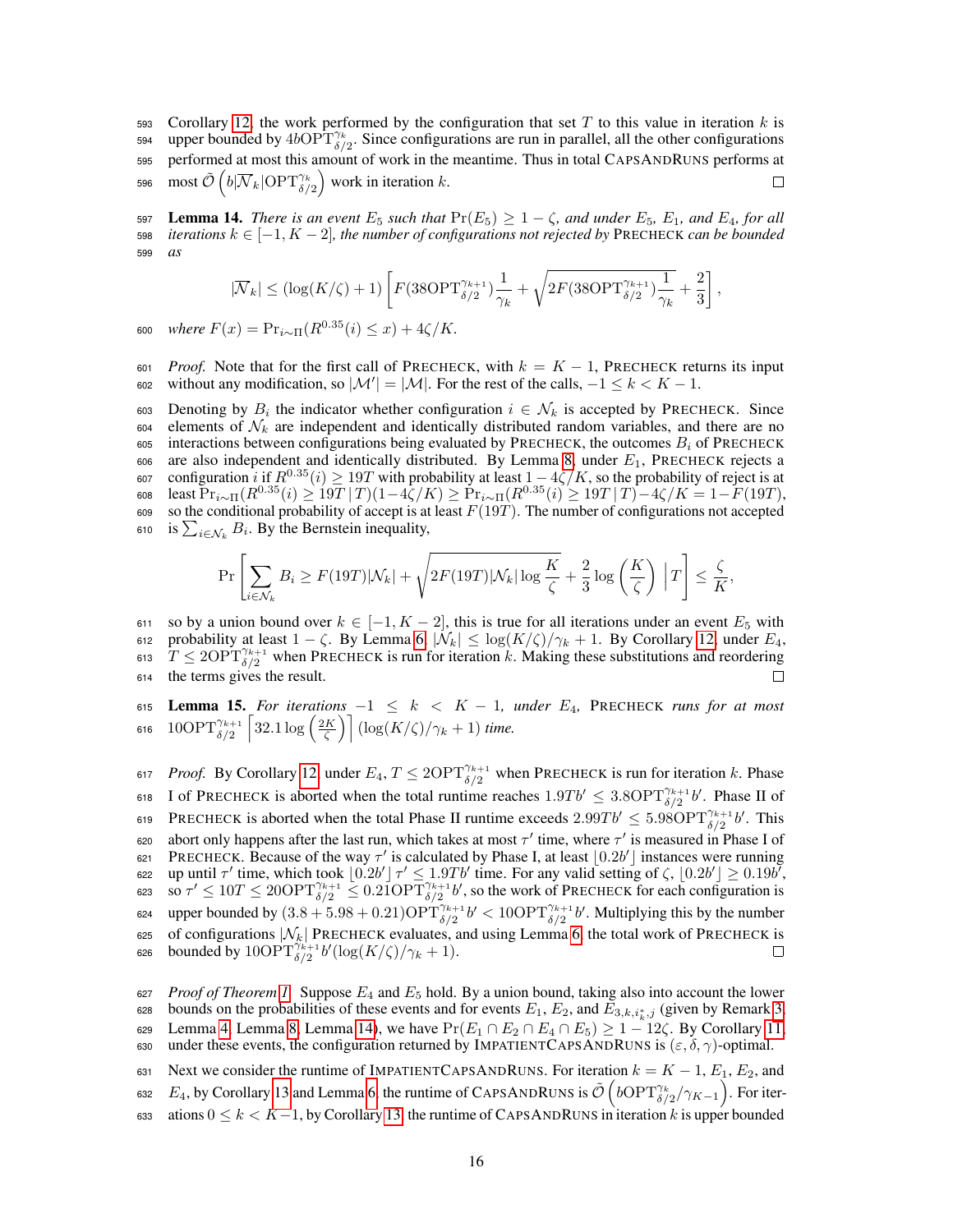Corollary 12, the work performed by the configuration that set $T$ to this value in iteration $k$ is upper bounded by $4b\mathrm{OPT}^{\gamma_k}_{\delta/2}$. Since configurations are run in parallel, all the other configurations performed at most this amount of work in the meantime. Thus in total CAPSANDRUNS performs at most $\tilde{\mathcal{O}}\left(b|\overline{\mathcal{N}}_k|\mathrm{OPT}^{\gamma_k}_{\delta/2}\right)$ work in iteration $k$. ☐

**Lemma 14.** *There is an event $E_5$ such that $\Pr(E_5) \geq 1 - \zeta$, and under $E_5$, $E_1$, and $E_4$, for all iterations $k \in [-1, K-2]$, the number of configurations not rejected by* PRECHECK *can be bounded as*

$$|\overline{\mathcal{N}}_k| \leq (\log(K/\zeta) + 1)\left[F(38\mathrm{OPT}^{\gamma_{k+1}}_{\delta/2})\frac{1}{\gamma_k} + \sqrt{2F(38\mathrm{OPT}^{\gamma_{k+1}}_{\delta/2})\frac{1}{\gamma_k}} + \frac{2}{3}\right],$$

*where $F(x) = \Pr_{i\sim\Pi}(R^{0.35}(i) \leq x) + 4\zeta/K$.*

*Proof.* Note that for the first call of PRECHECK, with $k = K - 1$, PRECHECK returns its input without any modification, so $|\mathcal{M}'| = |\mathcal{M}|$. For the rest of the calls, $-1 \leq k < K - 1$.

Denoting by $B_i$ the indicator whether configuration $i \in \mathcal{N}_k$ is accepted by PRECHECK. Since elements of $\mathcal{N}_k$ are independent and identically distributed random variables, and there are no interactions between configurations being evaluated by PRECHECK, the outcomes $B_i$ of PRECHECK are also independent and identically distributed. By Lemma 8, under $E_1$, PRECHECK rejects a configuration $i$ if $R^{0.35}(i) \geq 19T$ with probability at least $1 - 4\zeta/K$, so the probability of reject is at least $\Pr_{i\sim\Pi}(R^{0.35}(i) \geq 19T \,|\, T)(1-4\zeta/K) \geq \Pr_{i\sim\Pi}(R^{0.35}(i) \geq 19T \,|\, T) - 4\zeta/K = 1 - F(19T)$, so the conditional probability of accept is at least $F(19T)$. The number of configurations not accepted is $\sum_{i\in\mathcal{N}_k} B_i$. By the Bernstein inequality,

$$\Pr\left[\sum_{i\in\mathcal{N}_k} B_i \geq F(19T)|\mathcal{N}_k| + \sqrt{2F(19T)|\mathcal{N}_k|\log\frac{K}{\zeta}} + \frac{2}{3}\log\left(\frac{K}{\zeta}\right) \,\middle|\, T\right] \leq \frac{\zeta}{K},$$

so by a union bound over $k \in [-1, K-2]$, this is true for all iterations under an event $E_5$ with probability at least $1 - \zeta$. By Lemma 6, $|\mathcal{N}_k| \leq \log(K/\zeta)/\gamma_k + 1$. By Corollary 12, under $E_4$, $T \leq 2\mathrm{OPT}^{\gamma_{k+1}}_{\delta/2}$ when PRECHECK is run for iteration $k$. Making these substitutions and reordering the terms gives the result. ☐

**Lemma 15.** *For iterations $-1 \leq k < K-1$, under $E_4$,* PRECHECK *runs for at most $10\mathrm{OPT}^{\gamma_{k+1}}_{\delta/2}\left\lceil 32.1\log\left(\frac{2K}{\zeta}\right)\right\rceil(\log(K/\zeta)/\gamma_k + 1)$ time.*

*Proof.* By Corollary 12 under $E_4$, $T \leq 2\mathrm{OPT}^{\gamma_{k+1}}_{\delta/2}$ when PRECHECK is run for iteration $k$. Phase I of PRECHECK is aborted when the total runtime reaches $1.9Tb' \leq 3.8\mathrm{OPT}^{\gamma_{k+1}}_{\delta/2}b'$. Phase II of PRECHECK is aborted when the total Phase II runtime exceeds $2.99Tb' \leq 5.98\mathrm{OPT}^{\gamma_{k+1}}_{\delta/2}b'$. This abort only happens after the last run, which takes at most $\tau'$ time, where $\tau'$ is measured in Phase I of PRECHECK. Because of the way $\tau'$ is calculated by Phase I, at least $\lfloor 0.2b' \rfloor$ instances were running up until $\tau'$ time, which took $\lfloor 0.2b' \rfloor\tau' \leq 1.9Tb'$ time. For any valid setting of $\zeta$, $\lfloor 0.2b' \rfloor \geq 0.19b'$, so $\tau' \leq 10T \leq 20\mathrm{OPT}^{\gamma_{k+1}}_{\delta/2} \leq 0.21\mathrm{OPT}^{\gamma_{k+1}}_{\delta/2}b'$, so the work of PRECHECK for each configuration is upper bounded by $(3.8 + 5.98 + 0.21)\mathrm{OPT}^{\gamma_{k+1}}_{\delta/2}b' < 10\mathrm{OPT}^{\gamma_{k+1}}_{\delta/2}b'$. Multiplying this by the number of configurations $|\mathcal{N}_k|$ PRECHECK evaluates, and using Lemma 6, the total work of PRECHECK is bounded by $10\mathrm{OPT}^{\gamma_{k+1}}_{\delta/2}b'(\log(K/\zeta)/\gamma_k + 1)$. ☐

*Proof of Theorem 1.* Suppose $E_4$ and $E_5$ hold. By a union bound, taking also into account the lower bounds on the probabilities of these events and for events $E_1$, $E_2$, and $E_{3,k,i^*_k,j}$ (given by Remark 3, Lemma 4, Lemma 8, Lemma 14), we have $\Pr(E_1 \cap E_2 \cap E_4 \cap E_5) \geq 1 - 12\zeta$. By Corollary 11, under these events, the configuration returned by IMPATIENTCAPSANDRUNS is $(\varepsilon, \delta, \gamma)$-optimal.

Next we consider the runtime of IMPATIENTCAPSANDRUNS. For iteration $k = K - 1$, $E_1$, $E_2$, and $E_4$, by Corollary 13 and Lemma 6, the runtime of CAPSANDRUNS is $\tilde{\mathcal{O}}\left(b\mathrm{OPT}^{\gamma_k}_{\delta/2}/\gamma_{K-1}\right)$. For iterations $0 \leq k < K-1$, by Corollary 13, the runtime of CAPSANDRUNS in iteration $k$ is upper bounded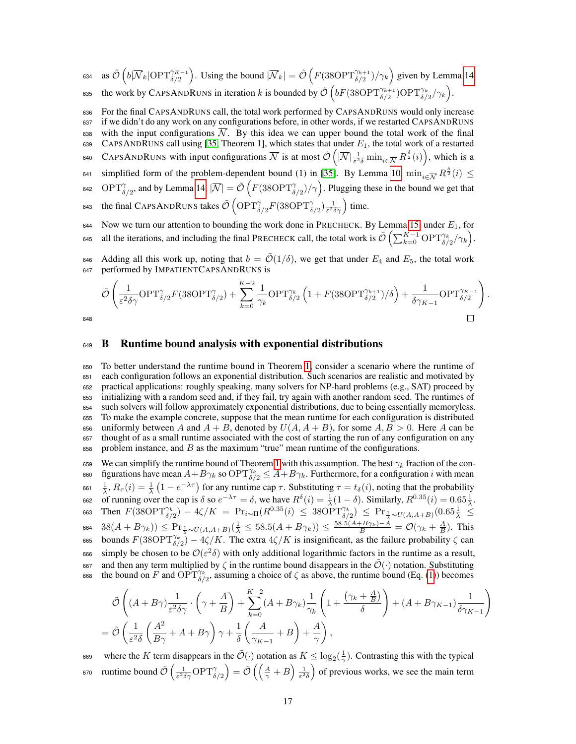as $\tilde{\mathcal{O}}\left(b|\overline{\mathcal{N}}_k|\text{OPT}^{\gamma_{K-1}}_{\delta/2}\right)$. Using the bound $|\overline{\mathcal{N}}_k| = \tilde{\mathcal{O}}\left(F(38\text{OPT}^{\gamma_{k+1}}_{\delta/2})/\gamma_k\right)$ given by Lemma 14 the work by CAPSANDRUNS in iteration $k$ is bounded by $\tilde{\mathcal{O}}\left(bF(38\text{OPT}^{\gamma_{k+1}}_{\delta/2})\text{OPT}^{\gamma_k}_{\delta/2}/\gamma_k\right)$.

For the final CAPSANDRUNS call, the total work performed by CAPSANDRUNS would only increase if we didn't do any work on any configurations before, in other words, if we restarted CAPSANDRUNS with the input configurations $\overline{\mathcal{N}}$. By this idea we can upper bound the total work of the final CAPSANDRUNS call using [35, Theorem 1], which states that under $E_1$, the total work of a restarted CAPSANDRUNS with input configurations $\overline{\mathcal{N}}$ is at most $\tilde{\mathcal{O}}\left(|\overline{\mathcal{N}}|\frac{1}{\varepsilon^2\delta}\min_{i\in\overline{\mathcal{N}}} R^{\frac{\delta}{2}}(i)\right)$, which is a simplified form of the problem-dependent bound (1) in [35]. By Lemma 10, $\min_{i\in\overline{\mathcal{N}}} R^{\frac{\delta}{2}}(i) \leq \text{OPT}^{\gamma}_{\delta/2}$, and by Lemma 14, $|\overline{\mathcal{N}}| = \tilde{\mathcal{O}}\left(F(38\text{OPT}^{\gamma}_{\delta/2})/\gamma\right)$. Plugging these in the bound we get that the final CAPSANDRUNS takes $\tilde{\mathcal{O}}\left(\text{OPT}^{\gamma}_{\delta/2}F(38\text{OPT}^{\gamma}_{\delta/2})\frac{1}{\varepsilon^2\delta\gamma}\right)$ time.

Now we turn our attention to bounding the work done in PRECHECK. By Lemma 15, under $E_1$, for all the iterations, and including the final PRECHECK call, the total work is $\tilde{\mathcal{O}}\left(\sum_{k=0}^{K-1}\text{OPT}^{\gamma_k}_{\delta/2}/\gamma_k\right)$.

Adding all this work up, noting that $b = \tilde{\mathcal{O}}(1/\delta)$, we get that under $E_4$ and $E_5$, the total work performed by IMPATIENTCAPSANDRUNS is

$$\tilde{\mathcal{O}}\left(\frac{1}{\varepsilon^2\delta\gamma}\text{OPT}^{\gamma}_{\delta/2}F(38\text{OPT}^{\gamma}_{\delta/2}) + \sum_{k=0}^{K-2}\frac{1}{\gamma_k}\text{OPT}^{\gamma_k}_{\delta/2}\left(1 + F(38\text{OPT}^{\gamma_{k+1}}_{\delta/2})/\delta\right) + \frac{1}{\delta\gamma_{K-1}}\text{OPT}^{\gamma_{K-1}}_{\delta/2}\right).$$

□

## B Runtime bound analysis with exponential distributions

To better understand the runtime bound in Theorem 1, consider a scenario where the runtime of each configuration follows an exponential distribution. Such scenarios are realistic and motivated by practical applications: roughly speaking, many solvers for NP-hard problems (e.g., SAT) proceed by initializing with a random seed and, if they fail, try again with another random seed. The runtimes of such solvers will follow approximately exponential distributions, due to being essentially memoryless. To make the example concrete, suppose that the mean runtime for each configuration is distributed uniformly between $A$ and $A + B$, denoted by $U(A, A + B)$, for some $A, B > 0$. Here $A$ can be thought of as a small runtime associated with the cost of starting the run of any configuration on any problem instance, and $B$ as the maximum "true" mean runtime of the configurations.

We can simplify the runtime bound of Theorem 1 with this assumption. The best $\gamma_k$ fraction of the configurations have mean $A+B\gamma_k$ so $\text{OPT}^{\gamma_k}_{\delta/2} \leq A + B\gamma_k$. Furthermore, for a configuration $i$ with mean $\frac{1}{\lambda}$, $R_\tau(i) = \frac{1}{\lambda}\left(1 - e^{-\lambda\tau}\right)$ for any runtime cap $\tau$. Substituting $\tau = t_\delta(i)$, noting that the probability of running over the cap is $\delta$ so $e^{-\lambda\tau} = \delta$, we have $R^\delta(i) = \frac{1}{\lambda}(1-\delta)$. Similarly, $R^{0.35}(i) = 0.65\frac{1}{\lambda}$. Then $F(38\text{OPT}^{\gamma_k}_{\delta/2}) - 4\zeta/K = \Pr_{i\sim\Pi}(R^{0.35}(i) \leq 38\text{OPT}^{\gamma_k}_{\delta/2}) \leq \Pr_{\frac{1}{\lambda}\sim U(A,A+B)}(0.65\frac{1}{\lambda} \leq 38(A + B\gamma_k)) \leq \Pr_{\frac{1}{\lambda}\sim U(A,A+B)}(\frac{1}{\lambda} \leq 58.5(A + B\gamma_k)) \leq \frac{58.5(A+B\gamma_k)-A}{B} = \mathcal{O}(\gamma_k + \frac{A}{B})$. This bounds $F(38\text{OPT}^{\gamma_k}_{\delta/2}) - 4\zeta/K$. The extra $4\zeta/K$ is insignificant, as the failure probability $\zeta$ can simply be chosen to be $\mathcal{O}(\varepsilon^2\delta)$ with only additional logarithmic factors in the runtime as a result, and then any term multiplied by $\zeta$ in the runtime bound disappears in the $\tilde{\mathcal{O}}(\cdot)$ notation. Substituting the bound on $F$ and $\text{OPT}^{\gamma_k}_{\delta/2}$, assuming a choice of $\zeta$ as above, the runtime bound (Eq. (1)) becomes

$$\tilde{\mathcal{O}}\left((A + B\gamma)\frac{1}{\varepsilon^2\delta\gamma}\cdot\left(\gamma + \frac{A}{B}\right) + \sum_{k=0}^{K-2}(A + B\gamma_k)\frac{1}{\gamma_k}\left(1 + \frac{(\gamma_k + \frac{A}{B})}{\delta}\right) + (A + B\gamma_{K-1})\frac{1}{\delta\gamma_{K-1}}\right)$$
$$= \tilde{\mathcal{O}}\left(\frac{1}{\varepsilon^2\delta}\left(\frac{A^2}{B\gamma} + A + B\gamma\right)\gamma + \frac{1}{\delta}\left(\frac{A}{\gamma_{K-1}} + B\right) + \frac{A}{\gamma}\right),$$

where the $K$ term disappears in the $\tilde{\mathcal{O}}(\cdot)$ notation as $K \leq \log_2(\frac{1}{\gamma})$. Contrasting this with the typical runtime bound $\tilde{\mathcal{O}}\left(\frac{1}{\varepsilon^2\delta\gamma}\text{OPT}^{\gamma}_{\delta/2}\right) = \tilde{\mathcal{O}}\left(\left(\frac{A}{\gamma} + B\right)\frac{1}{\varepsilon^2\delta}\right)$ of previous works, we see the main term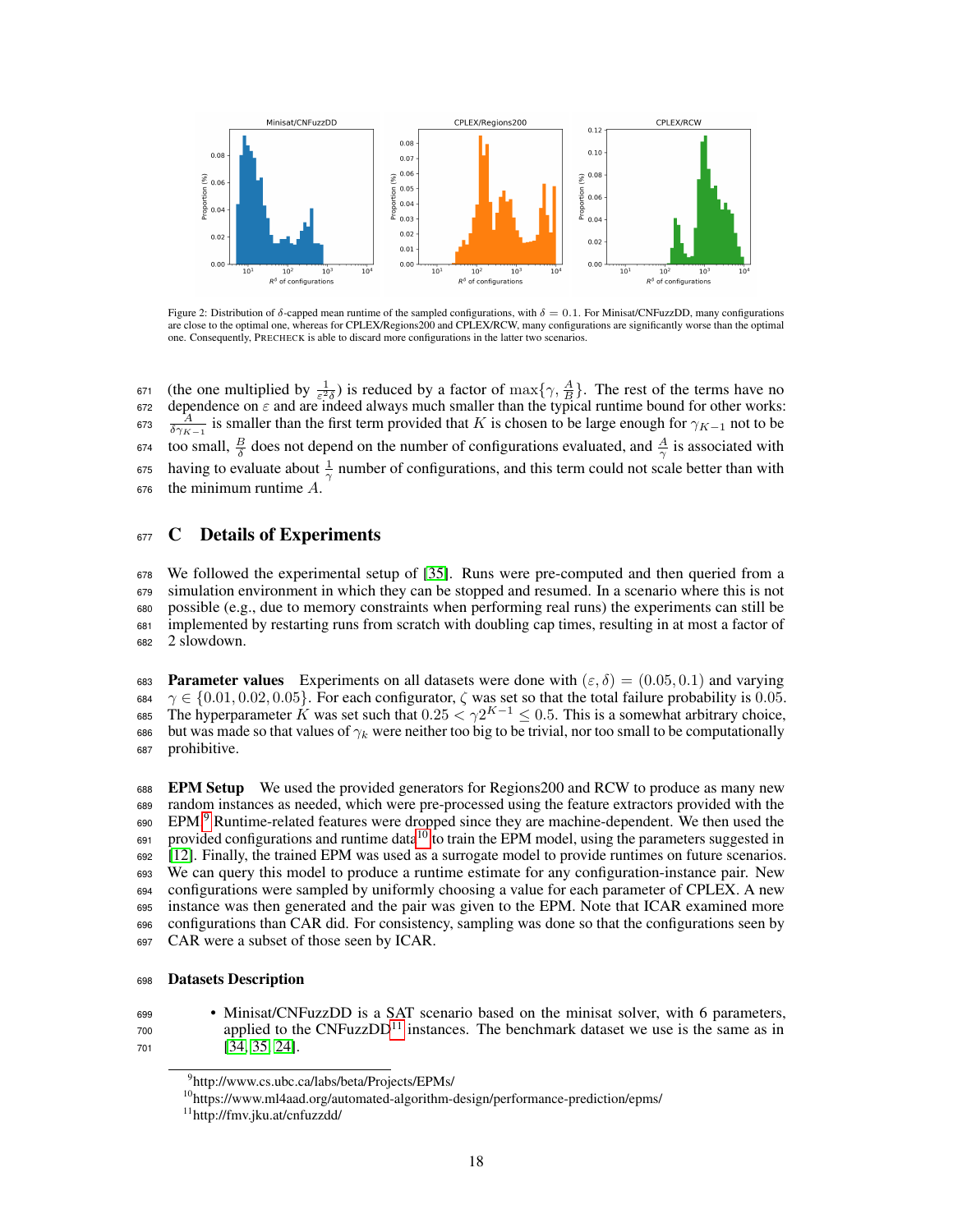Figure 2: Distribution of $\delta$-capped mean runtime of the sampled configurations, with $\delta = 0.1$. For Minisat/CNFuzzDD, many configurations are close to the optimal one, whereas for CPLEX/Regions200 and CPLEX/RCW, many configurations are significantly worse than the optimal one. Consequently, PRECHECK is able to discard more configurations in the latter two scenarios.

(the one multiplied by $\frac{1}{\varepsilon^2 \delta}$) is reduced by a factor of $\max\{\gamma, \frac{A}{B}\}$. The rest of the terms have no dependence on $\varepsilon$ and are indeed always much smaller than the typical runtime bound for other works: $\frac{A}{\delta \gamma_{K-1}}$ is smaller than the first term provided that $K$ is chosen to be large enough for $\gamma_{K-1}$ not to be too small, $\frac{B}{\delta}$ does not depend on the number of configurations evaluated, and $\frac{A}{\gamma}$ is associated with having to evaluate about $\frac{1}{\gamma}$ number of configurations, and this term could not scale better than with the minimum runtime $A$.

## C Details of Experiments

We followed the experimental setup of [35]. Runs were pre-computed and then queried from a simulation environment in which they can be stopped and resumed. In a scenario where this is not possible (e.g., due to memory constraints when performing real runs) the experiments can still be implemented by restarting runs from scratch with doubling cap times, resulting in at most a factor of 2 slowdown.

**Parameter values** Experiments on all datasets were done with $(\varepsilon, \delta) = (0.05, 0.1)$ and varying $\gamma \in \{0.01, 0.02, 0.05\}$. For each configurator, $\zeta$ was set so that the total failure probability is $0.05$. The hyperparameter $K$ was set such that $0.25 < \gamma 2^{K-1} \leq 0.5$. This is a somewhat arbitrary choice, but was made so that values of $\gamma_k$ were neither too big to be trivial, nor too small to be computationally prohibitive.

**EPM Setup** We used the provided generators for Regions200 and RCW to produce as many new random instances as needed, which were pre-processed using the feature extractors provided with the EPM.[9] Runtime-related features were dropped since they are machine-dependent. We then used the provided configurations and runtime data[10] to train the EPM model, using the parameters suggested in [12]. Finally, the trained EPM was used as a surrogate model to provide runtimes on future scenarios. We can query this model to produce a runtime estimate for any configuration-instance pair. New configurations were sampled by uniformly choosing a value for each parameter of CPLEX. A new instance was then generated and the pair was given to the EPM. Note that ICAR examined more configurations than CAR did. For consistency, sampling was done so that the configurations seen by CAR were a subset of those seen by ICAR.

### Datasets Description

- Minisat/CNFuzzDD is a SAT scenario based on the minisat solver, with 6 parameters, applied to the CNFuzzDD[11] instances. The benchmark dataset we use is the same as in [34, 35, 24].

[9] http://www.cs.ubc.ca/labs/beta/Projects/EPMs/

[10] https://www.ml4aad.org/automated-algorithm-design/performance-prediction/epms/

[11] http://fmv.jku.at/cnfuzzdd/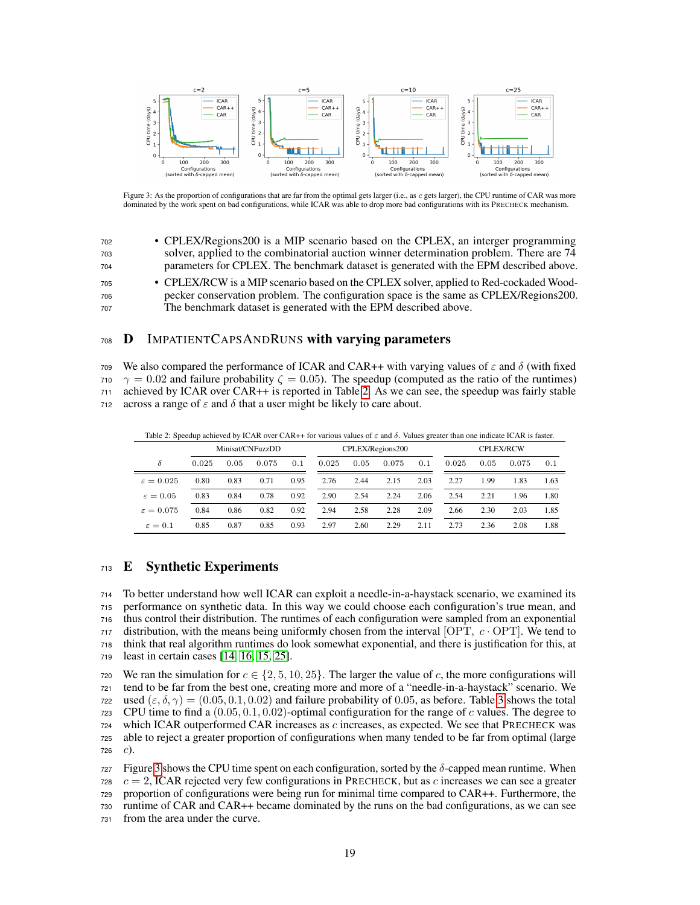Figure 3: As the proportion of configurations that are far from the optimal gets larger (i.e., as $c$ gets larger), the CPU runtime of CAR was more dominated by the work spent on bad configurations, while ICAR was able to drop more bad configurations with its PRECHECK mechanism.

- CPLEX/Regions200 is a MIP scenario based on the CPLEX, an interger programming solver, applied to the combinatorial auction winner determination problem. There are 74 parameters for CPLEX. The benchmark dataset is generated with the EPM described above.
- CPLEX/RCW is a MIP scenario based on the CPLEX solver, applied to Red-cockaded Woodpecker conservation problem. The configuration space is the same as CPLEX/Regions200. The benchmark dataset is generated with the EPM described above.

# D IMPATIENTCAPSANDRUNS with varying parameters

We also compared the performance of ICAR and CAR++ with varying values of $\varepsilon$ and $\delta$ (with fixed $\gamma = 0.02$ and failure probability $\zeta = 0.05$). The speedup (computed as the ratio of the runtimes) achieved by ICAR over CAR++ is reported in Table 2. As we can see, the speedup was fairly stable across a range of $\varepsilon$ and $\delta$ that a user might be likely to care about.

Table 2: Speedup achieved by ICAR over CAR++ for various values of $\varepsilon$ and $\delta$. Values greater than one indicate ICAR is faster.

| | Minisat/CNFuzzDD | | | | CPLEX/Regions200 | | | | CPLEX/RCW | | | |
|---|---|---|---|---|---|---|---|---|---|---|---|---|
| $\delta$ | 0.025 | 0.05 | 0.075 | 0.1 | 0.025 | 0.05 | 0.075 | 0.1 | 0.025 | 0.05 | 0.075 | 0.1 |
| $\varepsilon = 0.025$ | 0.80 | 0.83 | 0.71 | 0.95 | 2.76 | 2.44 | 2.15 | 2.03 | 2.27 | 1.99 | 1.83 | 1.63 |
| $\varepsilon = 0.05$ | 0.83 | 0.84 | 0.78 | 0.92 | 2.90 | 2.54 | 2.24 | 2.06 | 2.54 | 2.21 | 1.96 | 1.80 |
| $\varepsilon = 0.075$ | 0.84 | 0.86 | 0.82 | 0.92 | 2.94 | 2.58 | 2.28 | 2.09 | 2.66 | 2.30 | 2.03 | 1.85 |
| $\varepsilon = 0.1$ | 0.85 | 0.87 | 0.85 | 0.93 | 2.97 | 2.60 | 2.29 | 2.11 | 2.73 | 2.36 | 2.08 | 1.88 |

# E Synthetic Experiments

To better understand how well ICAR can exploit a needle-in-a-haystack scenario, we examined its performance on synthetic data. In this way we could choose each configuration's true mean, and thus control their distribution. The runtimes of each configuration were sampled from an exponential distribution, with the means being uniformly chosen from the interval $[\text{OPT}, \ c \cdot \text{OPT}]$. We tend to think that real algorithm runtimes do look somewhat exponential, and there is justification for this, at least in certain cases [14, 16, 15, 25].

We ran the simulation for $c \in \{2, 5, 10, 25\}$. The larger the value of $c$, the more configurations will tend to be far from the best one, creating more and more of a "needle-in-a-haystack" scenario. We used $(\varepsilon, \delta, \gamma) = (0.05, 0.1, 0.02)$ and failure probability of 0.05, as before. Table 3 shows the total CPU time to find a $(0.05, 0.1, 0.02)$-optimal configuration for the range of $c$ values. The degree to which ICAR outperformed CAR increases as $c$ increases, as expected. We see that PRECHECK was able to reject a greater proportion of configurations when many tended to be far from optimal (large $c$).

Figure 3 shows the CPU time spent on each configuration, sorted by the $\delta$-capped mean runtime. When $c = 2$, ICAR rejected very few configurations in PRECHECK, but as $c$ increases we can see a greater proportion of configurations were being run for minimal time compared to CAR++. Furthermore, the runtime of CAR and CAR++ became dominated by the runs on the bad configurations, as we can see from the area under the curve.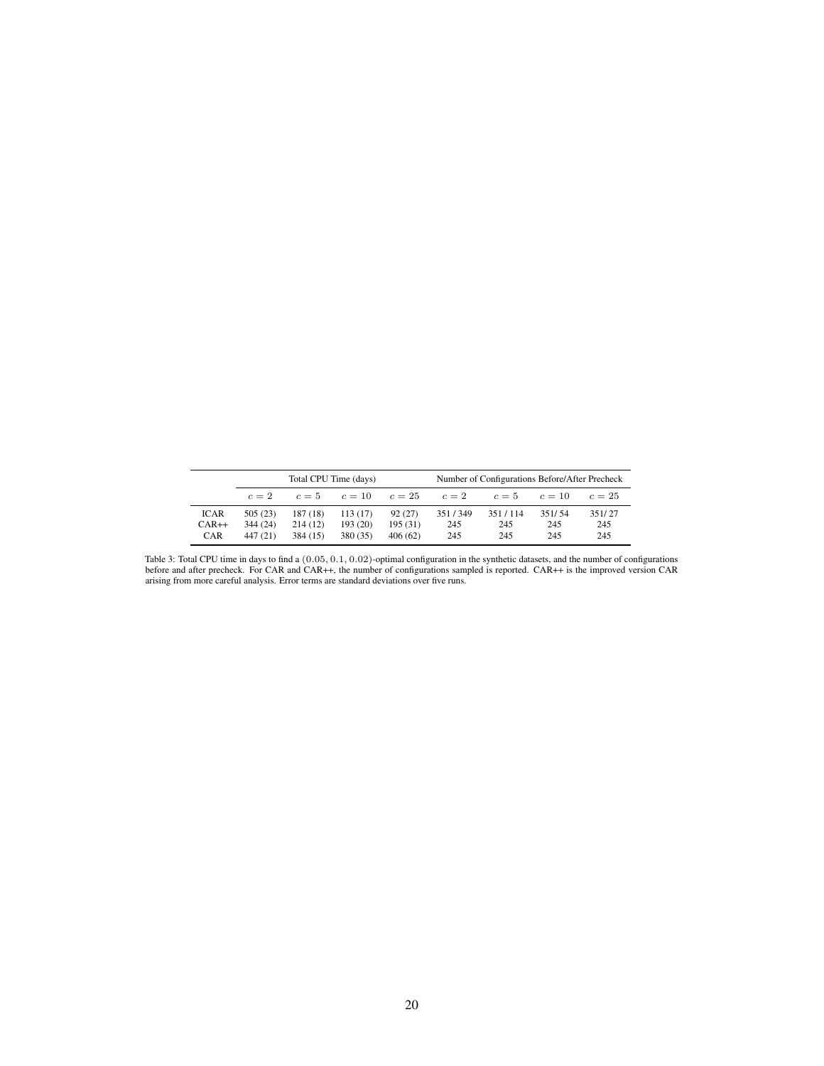| | Total CPU Time (days) | | | | Number of Configurations Before/After Precheck | | | |
|---|---|---|---|---|---|---|---|---|
| | $c = 2$ | $c = 5$ | $c = 10$ | $c = 25$ | $c = 2$ | $c = 5$ | $c = 10$ | $c = 25$ |
| ICAR | 505 (23) | 187 (18) | 113 (17) | 92 (27) | 351 / 349 | 351 / 114 | 351/ 54 | 351/ 27 |
| CAR++ | 344 (24) | 214 (12) | 193 (20) | 195 (31) | 245 | 245 | 245 | 245 |
| CAR | 447 (21) | 384 (15) | 380 (35) | 406 (62) | 245 | 245 | 245 | 245 |

Table 3: Total CPU time in days to find a $(0.05, 0.1, 0.02)$-optimal configuration in the synthetic datasets, and the number of configurations before and after precheck. For CAR and CAR++, the number of configurations sampled is reported. CAR++ is the improved version CAR arising from more careful analysis. Error terms are standard deviations over five runs.